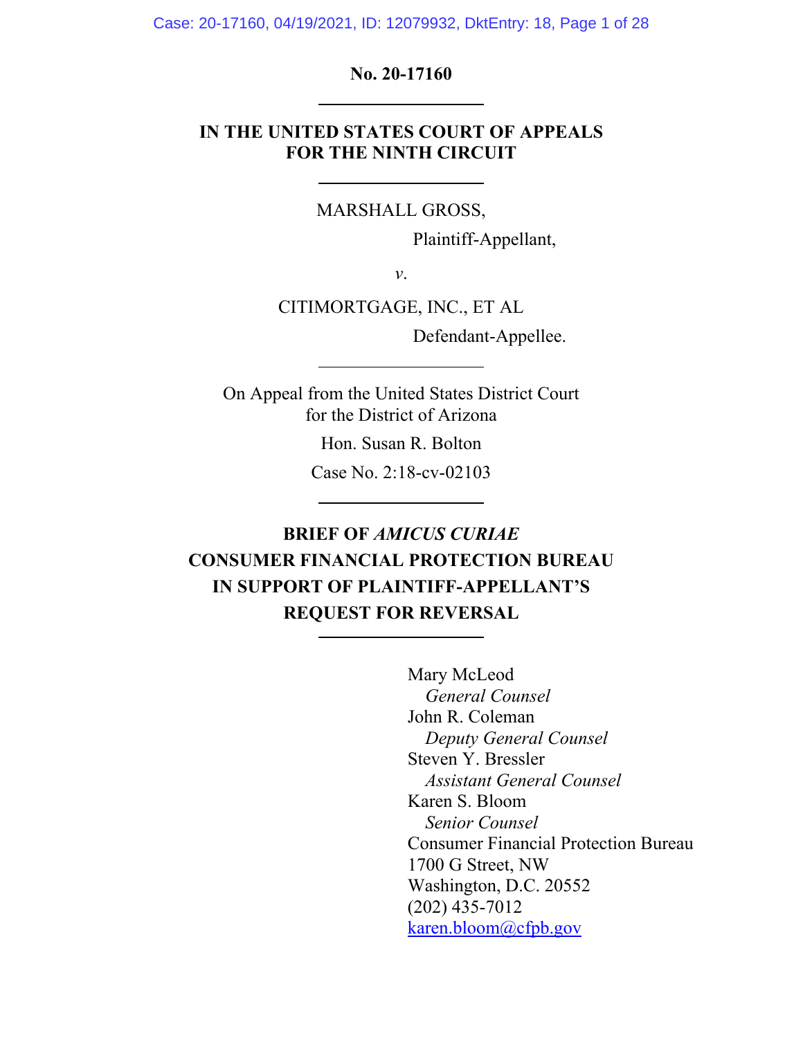**No. 20-17160**

---

**IN THE UNITED STATES COURT OF APPEALS**
**FOR THE NINTH CIRCUIT**

---

MARSHALL GROSS,

Plaintiff-Appellant,

*v*.

CITIMORTGAGE, INC., ET AL

Defendant-Appellee.

---

On Appeal from the United States District Court
for the District of Arizona

Hon. Susan R. Bolton

Case No. 2:18-cv-02103

---

**BRIEF OF *AMICUS CURIAE***
**CONSUMER FINANCIAL PROTECTION BUREAU**
**IN SUPPORT OF PLAINTIFF-APPELLANT'S**
**REQUEST FOR REVERSAL**

---

Mary McLeod
*General Counsel*
John R. Coleman
*Deputy General Counsel*
Steven Y. Bressler
*Assistant General Counsel*
Karen S. Bloom
*Senior Counsel*
Consumer Financial Protection Bureau
1700 G Street, NW
Washington, D.C. 20552
(202) 435-7012
karen.bloom@cfpb.gov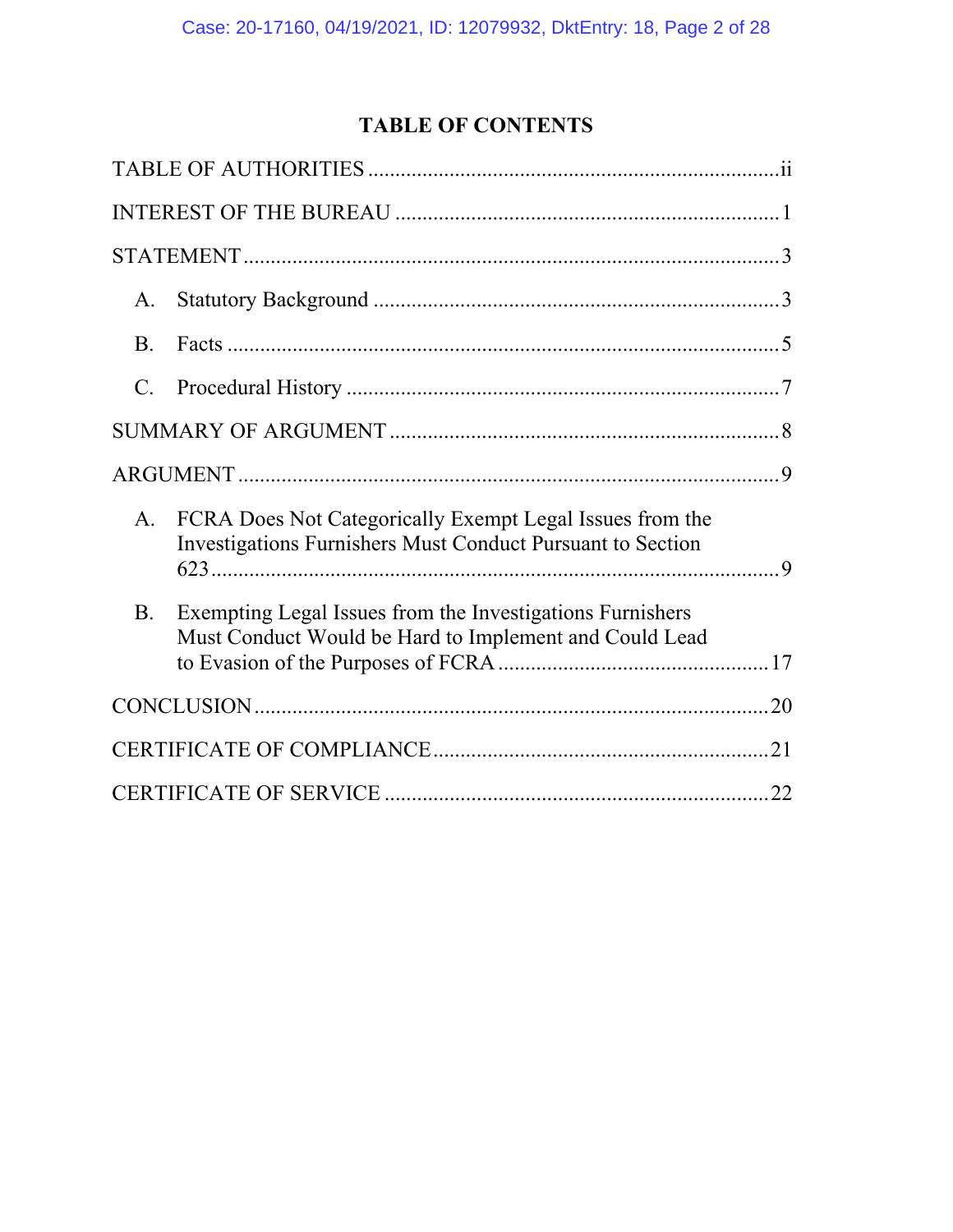# TABLE OF CONTENTS

TABLE OF AUTHORITIES ........................................................................ ii

INTEREST OF THE BUREAU ................................................................... 1

STATEMENT ............................................................................................. 3

A. Statutory Background ...................................................................... 3

B. Facts ................................................................................................. 5

C. Procedural History ........................................................................... 7

SUMMARY OF ARGUMENT .................................................................... 8

ARGUMENT .............................................................................................. 9

A. FCRA Does Not Categorically Exempt Legal Issues from the Investigations Furnishers Must Conduct Pursuant to Section 623 .......................................................................................... 9

B. Exempting Legal Issues from the Investigations Furnishers Must Conduct Would be Hard to Implement and Could Lead to Evasion of the Purposes of FCRA ............................................... 17

CONCLUSION ......................................................................................... 20

CERTIFICATE OF COMPLIANCE .......................................................... 21

CERTIFICATE OF SERVICE ................................................................... 22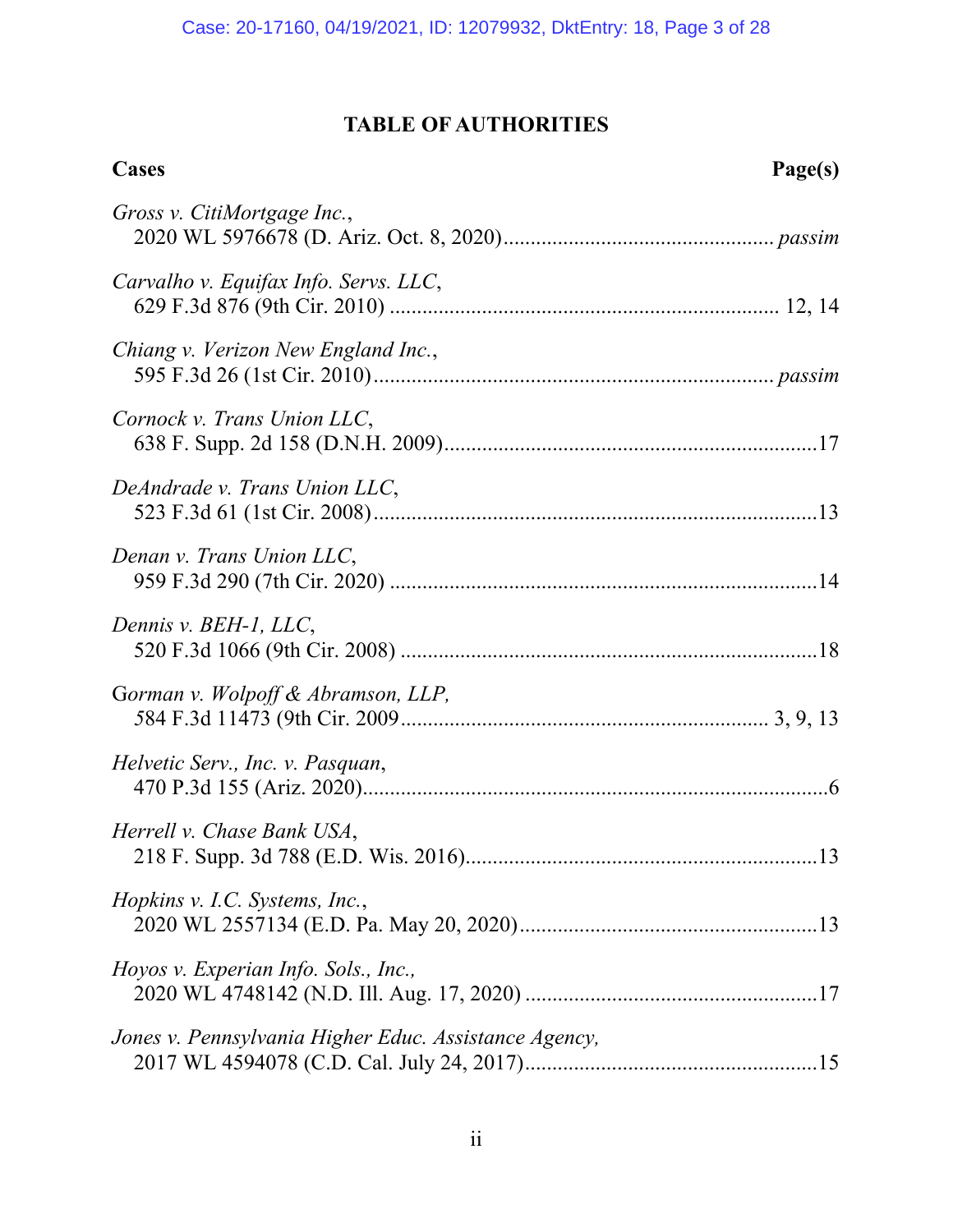## TABLE OF AUTHORITIES

**Cases** **Page(s)**

*Gross v. CitiMortgage Inc.*,
2020 WL 5976678 (D. Ariz. Oct. 8, 2020) ................................................ *passim*

*Carvalho v. Equifax Info. Servs. LLC*,
629 F.3d 876 (9th Cir. 2010) ...................................................................... 12, 14

*Chiang v. Verizon New England Inc.*,
595 F.3d 26 (1st Cir. 2010) ........................................................................ *passim*

*Cornock v. Trans Union LLC*,
638 F. Supp. 2d 158 (D.N.H. 2009) ....................................................................17

*DeAndrade v. Trans Union LLC*,
523 F.3d 61 (1st Cir. 2008) .................................................................................13

*Denan v. Trans Union LLC*,
959 F.3d 290 (7th Cir. 2020) ..............................................................................14

*Dennis v. BEH-1, LLC*,
520 F.3d 1066 (9th Cir. 2008) ............................................................................18

G*orman v. Wolpoff & Abramson, LLP,*
584 F.3d 11473 (9th Cir. 2009 .................................................................. 3, 9, 13

*Helvetic Serv., Inc. v. Pasquan*,
470 P.3d 155 (Ariz. 2020) .....................................................................................6

*Herrell v. Chase Bank USA*,
218 F. Supp. 3d 788 (E.D. Wis. 2016) ................................................................13

*Hopkins v. I.C. Systems, Inc.*,
2020 WL 2557134 (E.D. Pa. May 20, 2020) ......................................................13

*Hoyos v. Experian Info. Sols., Inc.,*
2020 WL 4748142 (N.D. Ill. Aug. 17, 2020) .....................................................17

*Jones v. Pennsylvania Higher Educ. Assistance Agency,*
2017 WL 4594078 (C.D. Cal. July 24, 2017) .....................................................15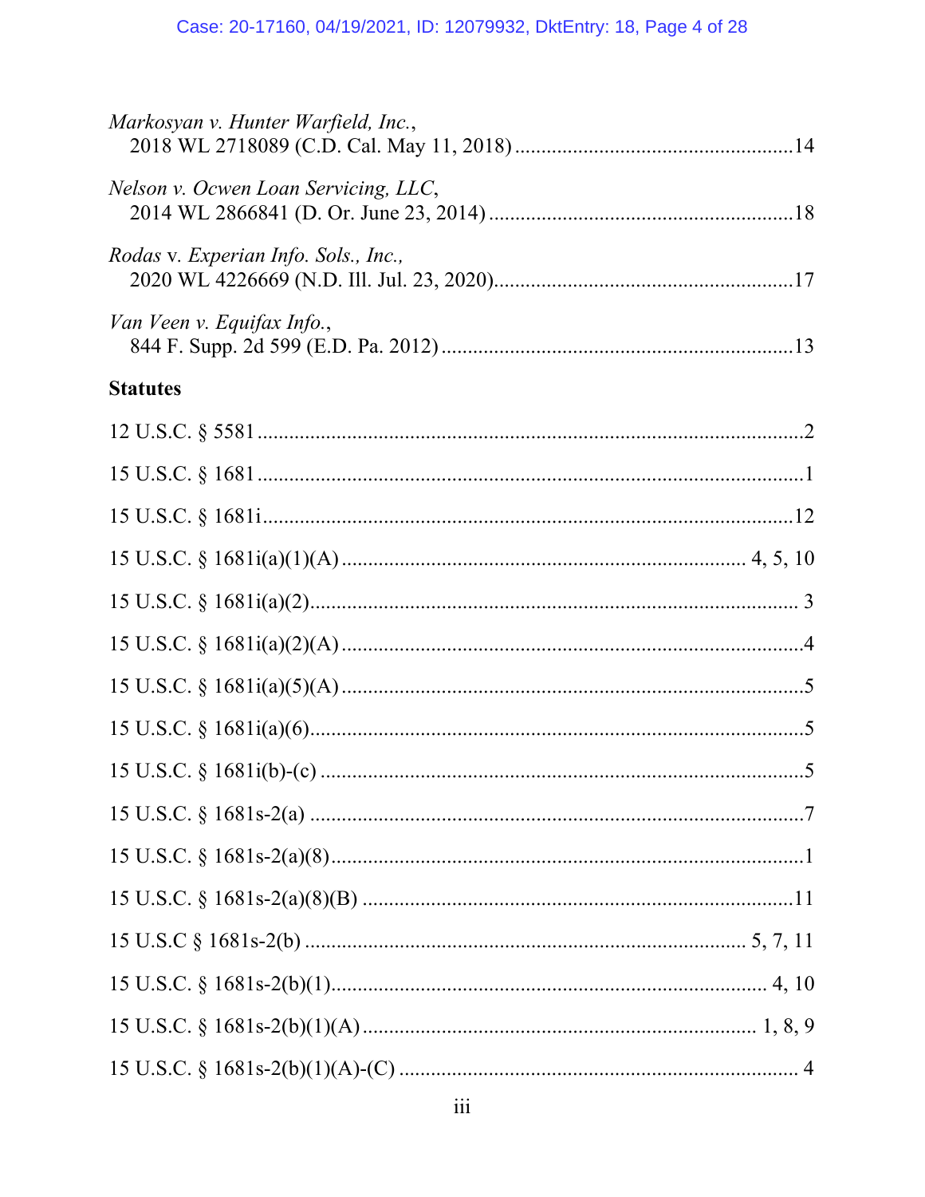*Markosyan v. Hunter Warfield, Inc.*,
2018 WL 2718089 (C.D. Cal. May 11, 2018) .................................................... 14

*Nelson v. Ocwen Loan Servicing, LLC*,
2014 WL 2866841 (D. Or. June 23, 2014) ........................................................ 18

*Rodas* v. *Experian Info. Sols., Inc.,*
2020 WL 4226669 (N.D. Ill. Jul. 23, 2020)....................................................... 17

*Van Veen v. Equifax Info.*,
844 F. Supp. 2d 599 (E.D. Pa. 2012) ................................................................ 13

**Statutes**

12 U.S.C. § 5581 ......................................................................................................2

15 U.S.C. § 1681 ......................................................................................................1

15 U.S.C. § 1681i....................................................................................................12

15 U.S.C. § 1681i(a)(1)(A) ......................................................................... 4, 5, 10

15 U.S.C. § 1681i(a)(2)............................................................................................ 3

15 U.S.C. § 1681i(a)(2)(A) .......................................................................................4

15 U.S.C. § 1681i(a)(5)(A) .......................................................................................5

15 U.S.C. § 1681i(a)(6).............................................................................................5

15 U.S.C. § 1681i(b)-(c) ..........................................................................................5

15 U.S.C. § 1681s-2(a) ............................................................................................7

15 U.S.C. § 1681s-2(a)(8).........................................................................................1

15 U.S.C. § 1681s-2(a)(8)(B) .................................................................................11

15 U.S.C § 1681s-2(b) ................................................................................ 5, 7, 11

15 U.S.C. § 1681s-2(b)(1)................................................................................. 4, 10

15 U.S.C. § 1681s-2(b)(1)(A) .................................................................... 1, 8, 9

15 U.S.C. § 1681s-2(b)(1)(A)-(C) ........................................................................... 4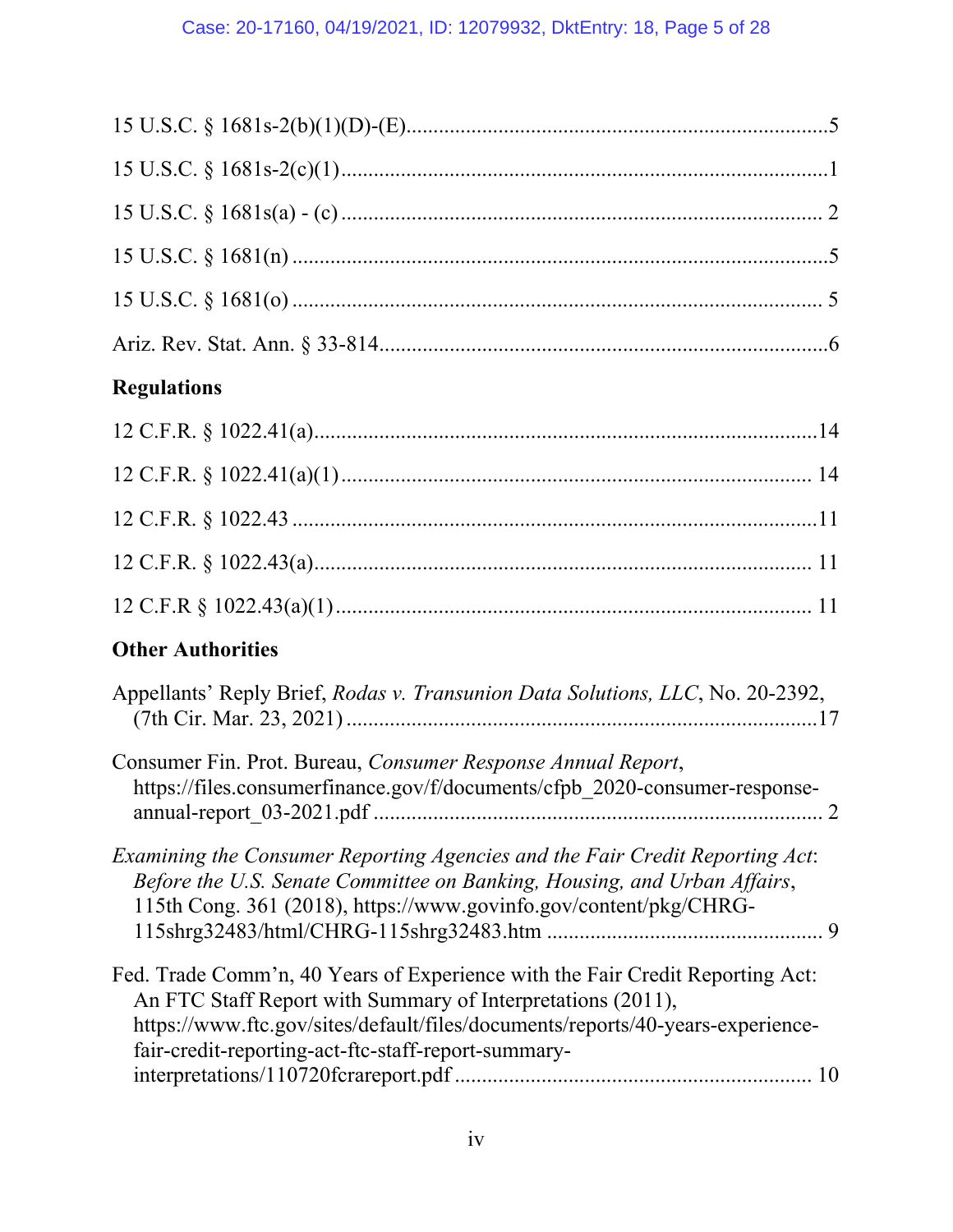15 U.S.C. § 1681s-2(b)(1)(D)-(E)........................................................................5

15 U.S.C. § 1681s-2(c)(1)........................................................................................1

15 U.S.C. § 1681s(a) - (c) ....................................................................................... 2

15 U.S.C. § 1681(n) ..................................................................................................5

15 U.S.C. § 1681(o) ................................................................................................. 5

Ariz. Rev. Stat. Ann. § 33-814..................................................................................6

**Regulations**

12 C.F.R. § 1022.41(a)............................................................................................14

12 C.F.R. § 1022.41(a)(1)...................................................................................... 14

12 C.F.R. § 1022.43 ................................................................................................11

12 C.F.R. § 1022.43(a)........................................................................................... 11

12 C.F.R § 1022.43(a)(1)........................................................................................ 11

**Other Authorities**

Appellants' Reply Brief, *Rodas v. Transunion Data Solutions, LLC*, No. 20-2392, (7th Cir. Mar. 23, 2021) .......................................................................................17

Consumer Fin. Prot. Bureau, *Consumer Response Annual Report*, https://files.consumerfinance.gov/f/documents/cfpb_2020-consumer-response-annual-report_03-2021.pdf ................................................................................... 2

*Examining the Consumer Reporting Agencies and the Fair Credit Reporting Act*: *Before the U.S. Senate Committee on Banking, Housing, and Urban Affairs*, 115th Cong. 361 (2018), https://www.govinfo.gov/content/pkg/CHRG-115shrg32483/html/CHRG-115shrg32483.htm .................................................. 9

Fed. Trade Comm'n, 40 Years of Experience with the Fair Credit Reporting Act: An FTC Staff Report with Summary of Interpretations (2011), https://www.ftc.gov/sites/default/files/documents/reports/40-years-experience-fair-credit-reporting-act-ftc-staff-report-summary-interpretations/110720fcrareport.pdf ................................................................. 10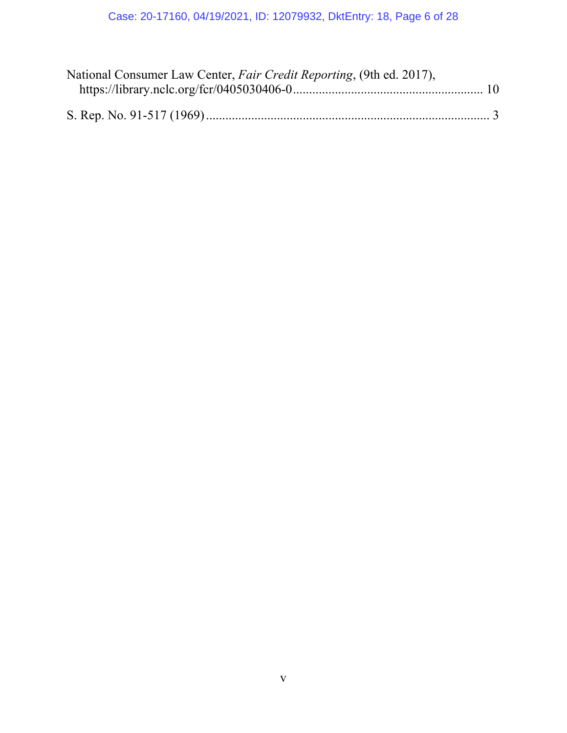National Consumer Law Center, *Fair Credit Reporting*, (9th ed. 2017), https://library.nclc.org/fcr/0405030406-0 .......................................................... 10

S. Rep. No. 91-517 (1969) ....................................................................................... 3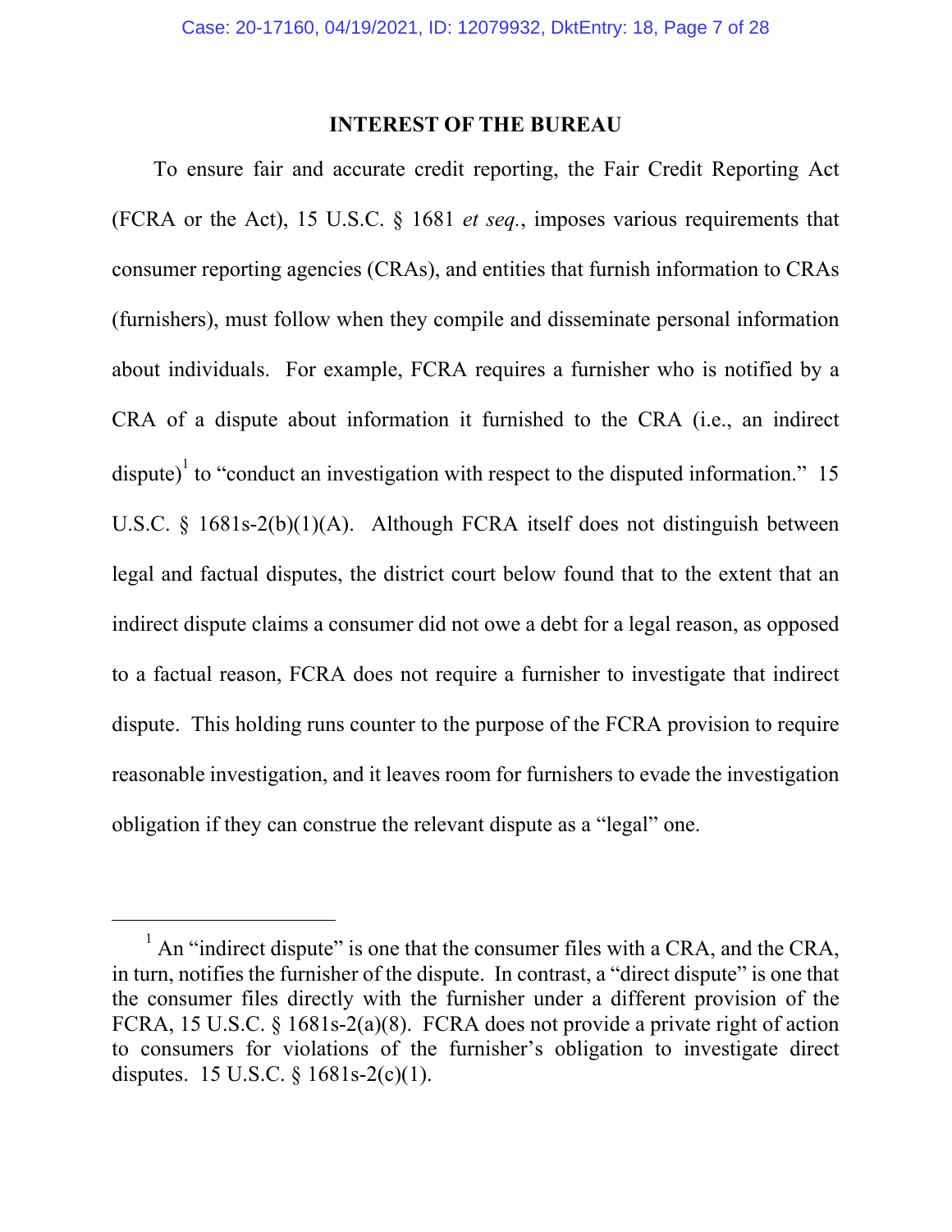## INTEREST OF THE BUREAU

To ensure fair and accurate credit reporting, the Fair Credit Reporting Act (FCRA or the Act), 15 U.S.C. § 1681 *et seq.*, imposes various requirements that consumer reporting agencies (CRAs), and entities that furnish information to CRAs (furnishers), must follow when they compile and disseminate personal information about individuals. For example, FCRA requires a furnisher who is notified by a CRA of a dispute about information it furnished to the CRA (i.e., an indirect dispute)[1] to "conduct an investigation with respect to the disputed information." 15 U.S.C. § 1681s-2(b)(1)(A). Although FCRA itself does not distinguish between legal and factual disputes, the district court below found that to the extent that an indirect dispute claims a consumer did not owe a debt for a legal reason, as opposed to a factual reason, FCRA does not require a furnisher to investigate that indirect dispute. This holding runs counter to the purpose of the FCRA provision to require reasonable investigation, and it leaves room for furnishers to evade the investigation obligation if they can construe the relevant dispute as a "legal" one.

---

[1] An "indirect dispute" is one that the consumer files with a CRA, and the CRA, in turn, notifies the furnisher of the dispute. In contrast, a "direct dispute" is one that the consumer files directly with the furnisher under a different provision of the FCRA, 15 U.S.C. § 1681s-2(a)(8). FCRA does not provide a private right of action to consumers for violations of the furnisher's obligation to investigate direct disputes. 15 U.S.C. § 1681s-2(c)(1).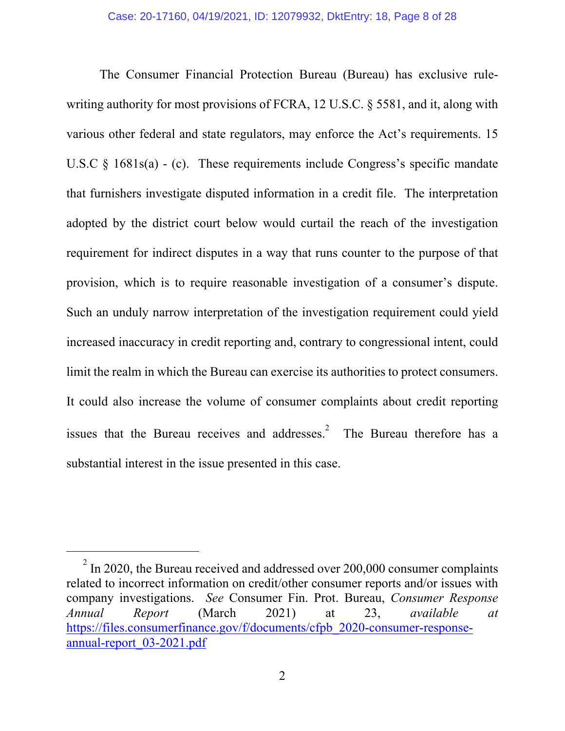The Consumer Financial Protection Bureau (Bureau) has exclusive rule-writing authority for most provisions of FCRA, 12 U.S.C. § 5581, and it, along with various other federal and state regulators, may enforce the Act's requirements. 15 U.S.C § 1681s(a) - (c). These requirements include Congress's specific mandate that furnishers investigate disputed information in a credit file. The interpretation adopted by the district court below would curtail the reach of the investigation requirement for indirect disputes in a way that runs counter to the purpose of that provision, which is to require reasonable investigation of a consumer's dispute. Such an unduly narrow interpretation of the investigation requirement could yield increased inaccuracy in credit reporting and, contrary to congressional intent, could limit the realm in which the Bureau can exercise its authorities to protect consumers. It could also increase the volume of consumer complaints about credit reporting issues that the Bureau receives and addresses.[2] The Bureau therefore has a substantial interest in the issue presented in this case.

---

[2] In 2020, the Bureau received and addressed over 200,000 consumer complaints related to incorrect information on credit/other consumer reports and/or issues with company investigations. *See* Consumer Fin. Prot. Bureau, *Consumer Response Annual Report* (March 2021) at 23, *available at* https://files.consumerfinance.gov/f/documents/cfpb_2020-consumer-response-annual-report_03-2021.pdf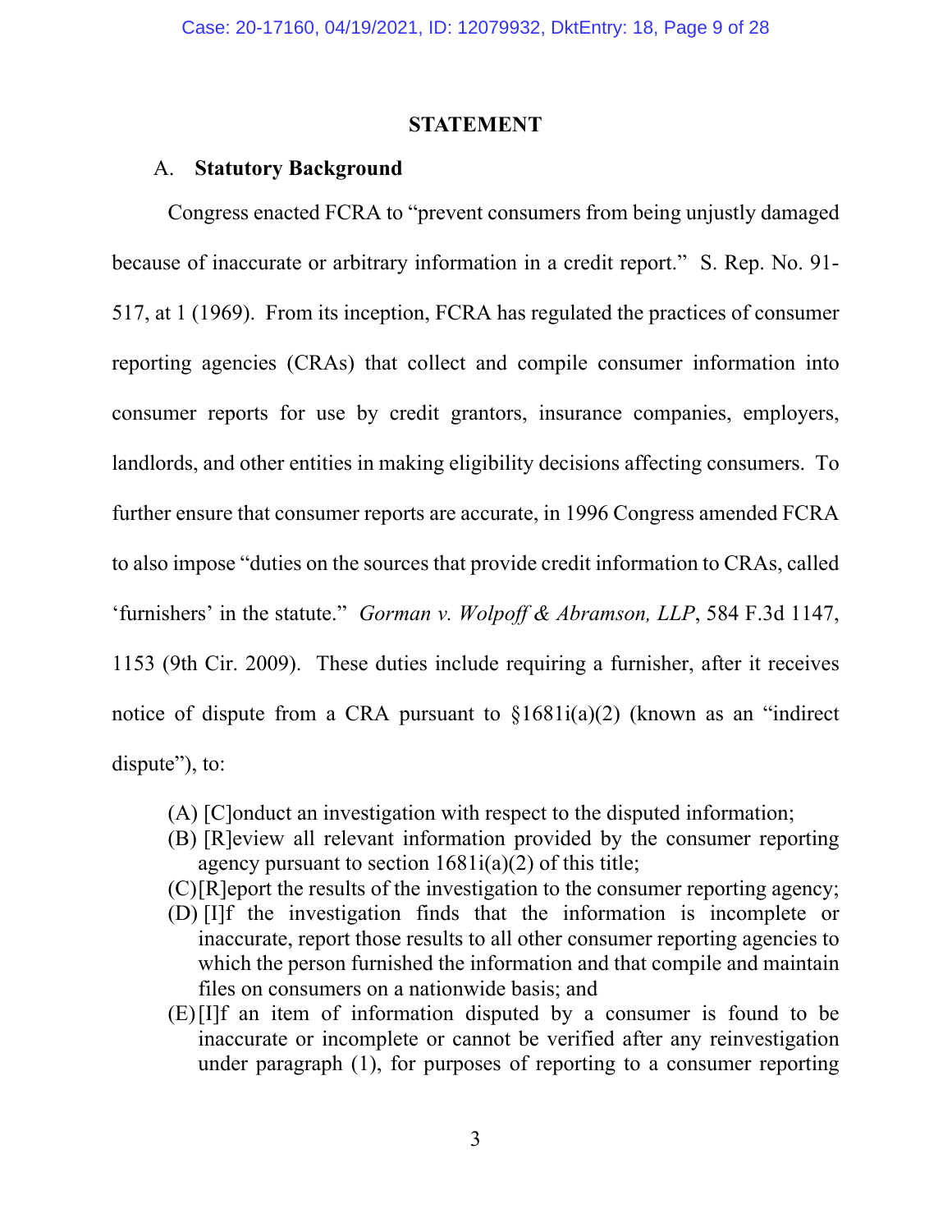## STATEMENT

### A. Statutory Background

Congress enacted FCRA to "prevent consumers from being unjustly damaged because of inaccurate or arbitrary information in a credit report." S. Rep. No. 91-517, at 1 (1969). From its inception, FCRA has regulated the practices of consumer reporting agencies (CRAs) that collect and compile consumer information into consumer reports for use by credit grantors, insurance companies, employers, landlords, and other entities in making eligibility decisions affecting consumers. To further ensure that consumer reports are accurate, in 1996 Congress amended FCRA to also impose "duties on the sources that provide credit information to CRAs, called 'furnishers' in the statute." *Gorman v. Wolpoff & Abramson, LLP*, 584 F.3d 1147, 1153 (9th Cir. 2009). These duties include requiring a furnisher, after it receives notice of dispute from a CRA pursuant to §1681i(a)(2) (known as an "indirect dispute"), to:

> (A) [C]onduct an investigation with respect to the disputed information;
> (B) [R]eview all relevant information provided by the consumer reporting agency pursuant to section 1681i(a)(2) of this title;
> (C) [R]eport the results of the investigation to the consumer reporting agency;
> (D) [I]f the investigation finds that the information is incomplete or inaccurate, report those results to all other consumer reporting agencies to which the person furnished the information and that compile and maintain files on consumers on a nationwide basis; and
> (E) [I]f an item of information disputed by a consumer is found to be inaccurate or incomplete or cannot be verified after any reinvestigation under paragraph (1), for purposes of reporting to a consumer reporting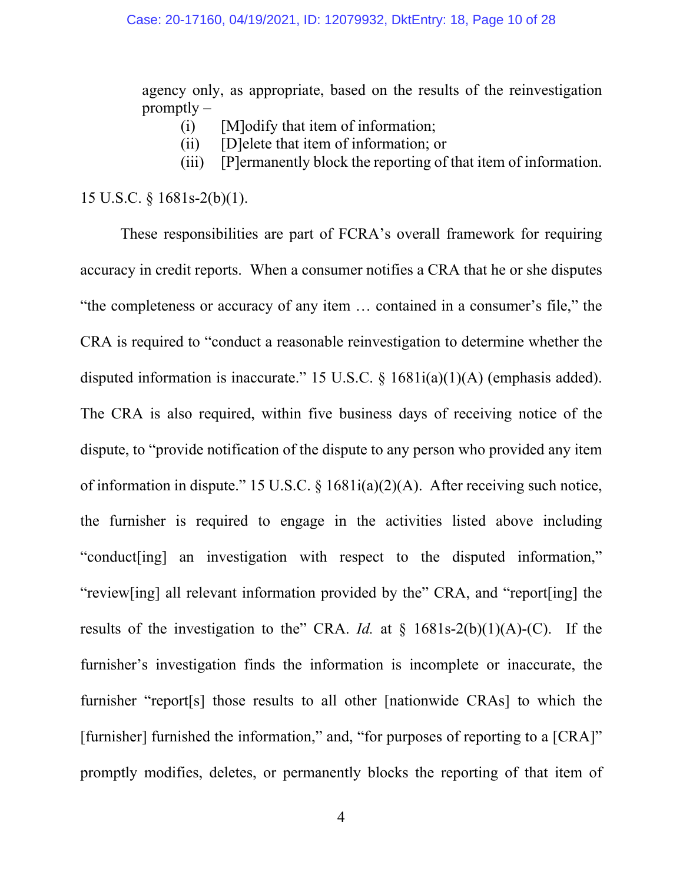> agency only, as appropriate, based on the results of the reinvestigation promptly –
>
> (i) [M]odify that item of information;
>
> (ii) [D]elete that item of information; or
>
> (iii) [P]ermanently block the reporting of that item of information.

15 U.S.C. § 1681s-2(b)(1).

These responsibilities are part of FCRA's overall framework for requiring accuracy in credit reports. When a consumer notifies a CRA that he or she disputes "the completeness or accuracy of any item … contained in a consumer's file," the CRA is required to "conduct a reasonable reinvestigation to determine whether the disputed information is inaccurate." 15 U.S.C. § 1681i(a)(1)(A) (emphasis added). The CRA is also required, within five business days of receiving notice of the dispute, to "provide notification of the dispute to any person who provided any item of information in dispute." 15 U.S.C. § 1681i(a)(2)(A). After receiving such notice, the furnisher is required to engage in the activities listed above including "conduct[ing] an investigation with respect to the disputed information," "review[ing] all relevant information provided by the" CRA, and "report[ing] the results of the investigation to the" CRA. *Id.* at § 1681s-2(b)(1)(A)-(C). If the furnisher's investigation finds the information is incomplete or inaccurate, the furnisher "report[s] those results to all other [nationwide CRAs] to which the [furnisher] furnished the information," and, "for purposes of reporting to a [CRA]" promptly modifies, deletes, or permanently blocks the reporting of that item of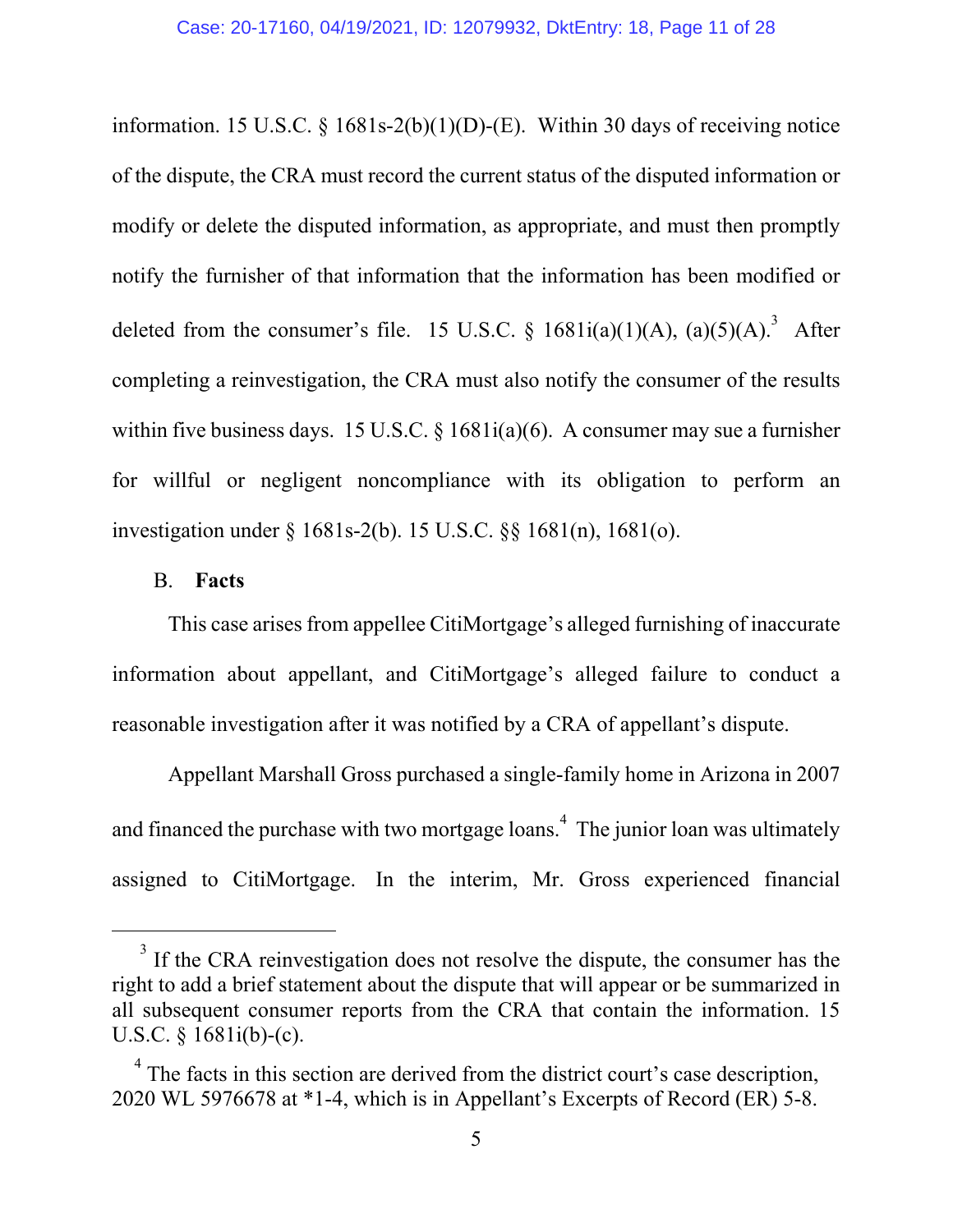information. 15 U.S.C. § 1681s-2(b)(1)(D)-(E). Within 30 days of receiving notice of the dispute, the CRA must record the current status of the disputed information or modify or delete the disputed information, as appropriate, and must then promptly notify the furnisher of that information that the information has been modified or deleted from the consumer's file. 15 U.S.C. § 1681i(a)(1)(A), (a)(5)(A).[3] After completing a reinvestigation, the CRA must also notify the consumer of the results within five business days. 15 U.S.C. § 1681i(a)(6). A consumer may sue a furnisher for willful or negligent noncompliance with its obligation to perform an investigation under § 1681s-2(b). 15 U.S.C. §§ 1681(n), 1681(o).

B. **Facts**

This case arises from appellee CitiMortgage's alleged furnishing of inaccurate information about appellant, and CitiMortgage's alleged failure to conduct a reasonable investigation after it was notified by a CRA of appellant's dispute.

Appellant Marshall Gross purchased a single-family home in Arizona in 2007 and financed the purchase with two mortgage loans.[4] The junior loan was ultimately assigned to CitiMortgage. In the interim, Mr. Gross experienced financial

---

[3] If the CRA reinvestigation does not resolve the dispute, the consumer has the right to add a brief statement about the dispute that will appear or be summarized in all subsequent consumer reports from the CRA that contain the information. 15 U.S.C. § 1681i(b)-(c).

[4] The facts in this section are derived from the district court's case description, 2020 WL 5976678 at *1-4, which is in Appellant's Excerpts of Record (ER) 5-8.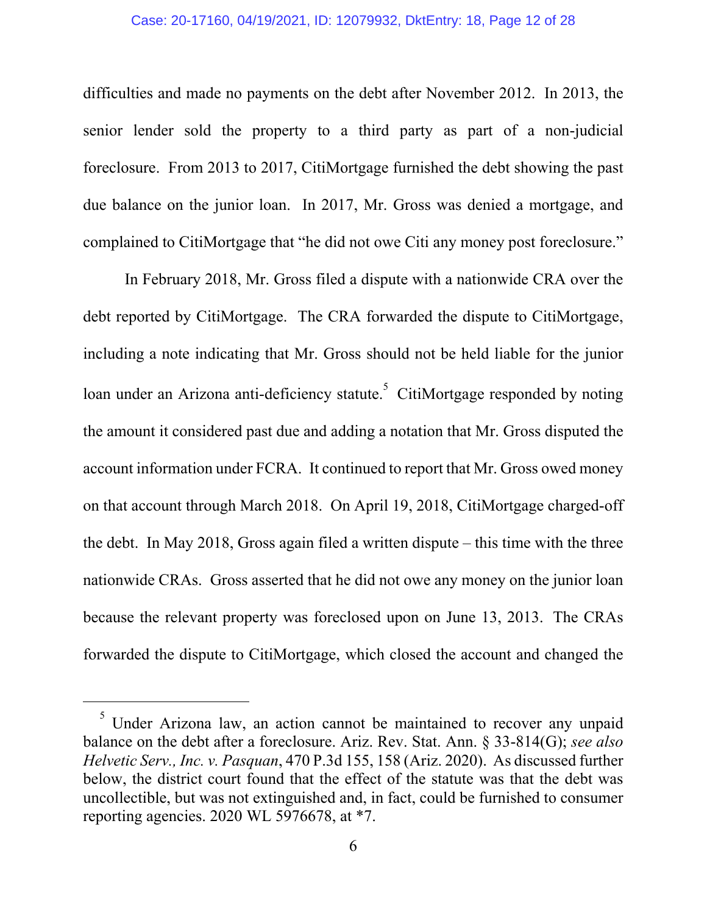difficulties and made no payments on the debt after November 2012. In 2013, the senior lender sold the property to a third party as part of a non-judicial foreclosure. From 2013 to 2017, CitiMortgage furnished the debt showing the past due balance on the junior loan. In 2017, Mr. Gross was denied a mortgage, and complained to CitiMortgage that "he did not owe Citi any money post foreclosure."

In February 2018, Mr. Gross filed a dispute with a nationwide CRA over the debt reported by CitiMortgage. The CRA forwarded the dispute to CitiMortgage, including a note indicating that Mr. Gross should not be held liable for the junior loan under an Arizona anti-deficiency statute.[5] CitiMortgage responded by noting the amount it considered past due and adding a notation that Mr. Gross disputed the account information under FCRA. It continued to report that Mr. Gross owed money on that account through March 2018. On April 19, 2018, CitiMortgage charged-off the debt. In May 2018, Gross again filed a written dispute – this time with the three nationwide CRAs. Gross asserted that he did not owe any money on the junior loan because the relevant property was foreclosed upon on June 13, 2013. The CRAs forwarded the dispute to CitiMortgage, which closed the account and changed the

---

[5] Under Arizona law, an action cannot be maintained to recover any unpaid balance on the debt after a foreclosure. Ariz. Rev. Stat. Ann. § 33-814(G); *see also Helvetic Serv., Inc. v. Pasquan*, 470 P.3d 155, 158 (Ariz. 2020). As discussed further below, the district court found that the effect of the statute was that the debt was uncollectible, but was not extinguished and, in fact, could be furnished to consumer reporting agencies. 2020 WL 5976678, at *7.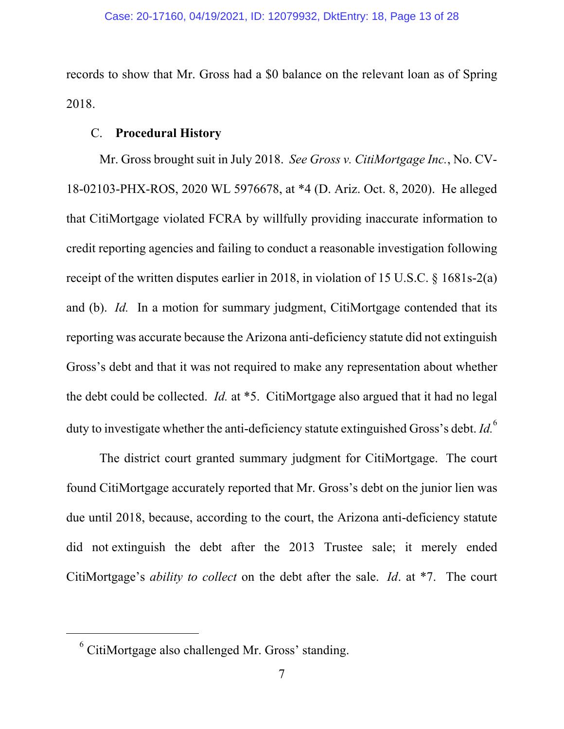records to show that Mr. Gross had a $0 balance on the relevant loan as of Spring 2018.

### C. **Procedural History**

Mr. Gross brought suit in July 2018. *See Gross v. CitiMortgage Inc.*, No. CV-18-02103-PHX-ROS, 2020 WL 5976678, at *4 (D. Ariz. Oct. 8, 2020). He alleged that CitiMortgage violated FCRA by willfully providing inaccurate information to credit reporting agencies and failing to conduct a reasonable investigation following receipt of the written disputes earlier in 2018, in violation of 15 U.S.C. § 1681s-2(a) and (b). *Id.* In a motion for summary judgment, CitiMortgage contended that its reporting was accurate because the Arizona anti-deficiency statute did not extinguish Gross's debt and that it was not required to make any representation about whether the debt could be collected. *Id.* at *5. CitiMortgage also argued that it had no legal duty to investigate whether the anti-deficiency statute extinguished Gross's debt. *Id.*[6]

The district court granted summary judgment for CitiMortgage. The court found CitiMortgage accurately reported that Mr. Gross's debt on the junior lien was due until 2018, because, according to the court, the Arizona anti-deficiency statute did not extinguish the debt after the 2013 Trustee sale; it merely ended CitiMortgage's *ability to collect* on the debt after the sale. *Id*. at *7. The court

---

[6] CitiMortgage also challenged Mr. Gross' standing.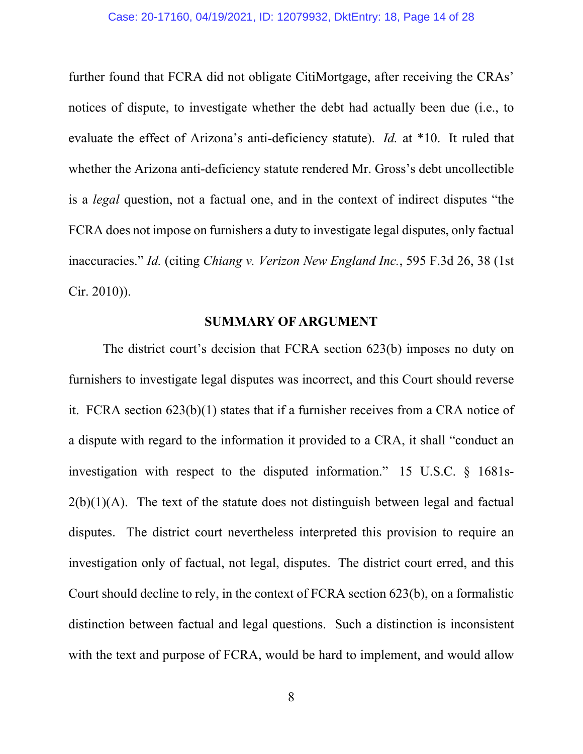further found that FCRA did not obligate CitiMortgage, after receiving the CRAs' notices of dispute, to investigate whether the debt had actually been due (i.e., to evaluate the effect of Arizona's anti-deficiency statute). *Id.* at *10. It ruled that whether the Arizona anti-deficiency statute rendered Mr. Gross's debt uncollectible is a *legal* question, not a factual one, and in the context of indirect disputes "the FCRA does not impose on furnishers a duty to investigate legal disputes, only factual inaccuracies." *Id.* (citing *Chiang v. Verizon New England Inc.*, 595 F.3d 26, 38 (1st Cir. 2010)).

## SUMMARY OF ARGUMENT

The district court's decision that FCRA section 623(b) imposes no duty on furnishers to investigate legal disputes was incorrect, and this Court should reverse it. FCRA section 623(b)(1) states that if a furnisher receives from a CRA notice of a dispute with regard to the information it provided to a CRA, it shall "conduct an investigation with respect to the disputed information." 15 U.S.C. § 1681s-2(b)(1)(A). The text of the statute does not distinguish between legal and factual disputes. The district court nevertheless interpreted this provision to require an investigation only of factual, not legal, disputes. The district court erred, and this Court should decline to rely, in the context of FCRA section 623(b), on a formalistic distinction between factual and legal questions. Such a distinction is inconsistent with the text and purpose of FCRA, would be hard to implement, and would allow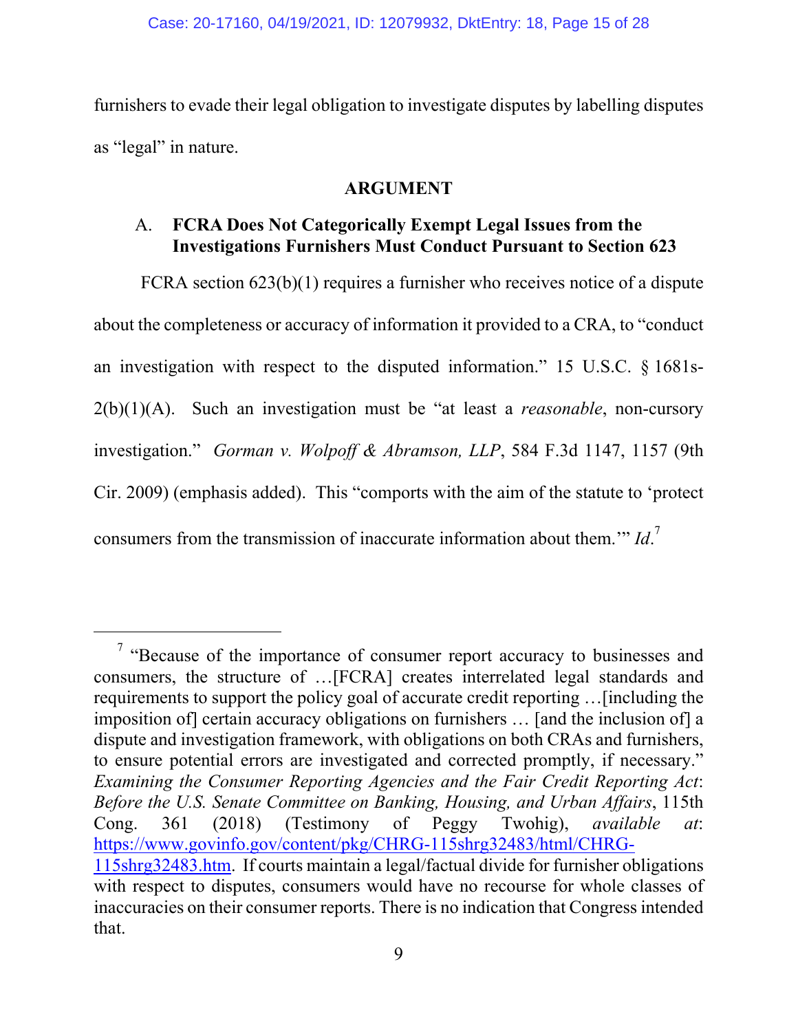furnishers to evade their legal obligation to investigate disputes by labelling disputes as "legal" in nature.

## ARGUMENT

### A. FCRA Does Not Categorically Exempt Legal Issues from the Investigations Furnishers Must Conduct Pursuant to Section 623

FCRA section 623(b)(1) requires a furnisher who receives notice of a dispute about the completeness or accuracy of information it provided to a CRA, to "conduct an investigation with respect to the disputed information." 15 U.S.C. § 1681s-2(b)(1)(A). Such an investigation must be "at least a *reasonable*, non-cursory investigation." *Gorman v. Wolpoff & Abramson, LLP*, 584 F.3d 1147, 1157 (9th Cir. 2009) (emphasis added). This "comports with the aim of the statute to 'protect consumers from the transmission of inaccurate information about them.'" *Id*.[7]

---

[7] "Because of the importance of consumer report accuracy to businesses and consumers, the structure of …[FCRA] creates interrelated legal standards and requirements to support the policy goal of accurate credit reporting …[including the imposition of] certain accuracy obligations on furnishers … [and the inclusion of] a dispute and investigation framework, with obligations on both CRAs and furnishers, to ensure potential errors are investigated and corrected promptly, if necessary." *Examining the Consumer Reporting Agencies and the Fair Credit Reporting Act*: *Before the U.S. Senate Committee on Banking, Housing, and Urban Affairs*, 115th Cong. 361 (2018) (Testimony of Peggy Twohig), *available at*: https://www.govinfo.gov/content/pkg/CHRG-115shrg32483/html/CHRG-115shrg32483.htm. If courts maintain a legal/factual divide for furnisher obligations with respect to disputes, consumers would have no recourse for whole classes of inaccuracies on their consumer reports. There is no indication that Congress intended that.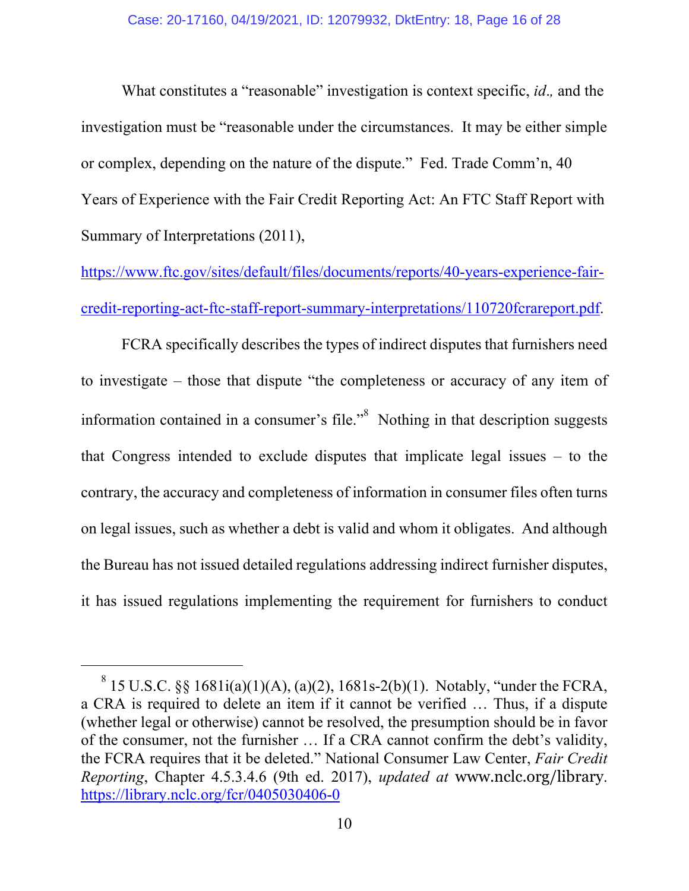What constitutes a "reasonable" investigation is context specific, *id*., and the investigation must be "reasonable under the circumstances. It may be either simple or complex, depending on the nature of the dispute." Fed. Trade Comm'n, 40 Years of Experience with the Fair Credit Reporting Act: An FTC Staff Report with Summary of Interpretations (2011), https://www.ftc.gov/sites/default/files/documents/reports/40-years-experience-fair-credit-reporting-act-ftc-staff-report-summary-interpretations/110720fcrareport.pdf.

FCRA specifically describes the types of indirect disputes that furnishers need to investigate – those that dispute "the completeness or accuracy of any item of information contained in a consumer's file."[8] Nothing in that description suggests that Congress intended to exclude disputes that implicate legal issues – to the contrary, the accuracy and completeness of information in consumer files often turns on legal issues, such as whether a debt is valid and whom it obligates. And although the Bureau has not issued detailed regulations addressing indirect furnisher disputes, it has issued regulations implementing the requirement for furnishers to conduct

---

[8] 15 U.S.C. §§ 1681i(a)(1)(A), (a)(2), 1681s-2(b)(1). Notably, "under the FCRA, a CRA is required to delete an item if it cannot be verified … Thus, if a dispute (whether legal or otherwise) cannot be resolved, the presumption should be in favor of the consumer, not the furnisher … If a CRA cannot confirm the debt's validity, the FCRA requires that it be deleted." National Consumer Law Center, *Fair Credit Reporting*, Chapter 4.5.3.4.6 (9th ed. 2017), *updated at* www.nclc.org/library. https://library.nclc.org/fcr/0405030406-0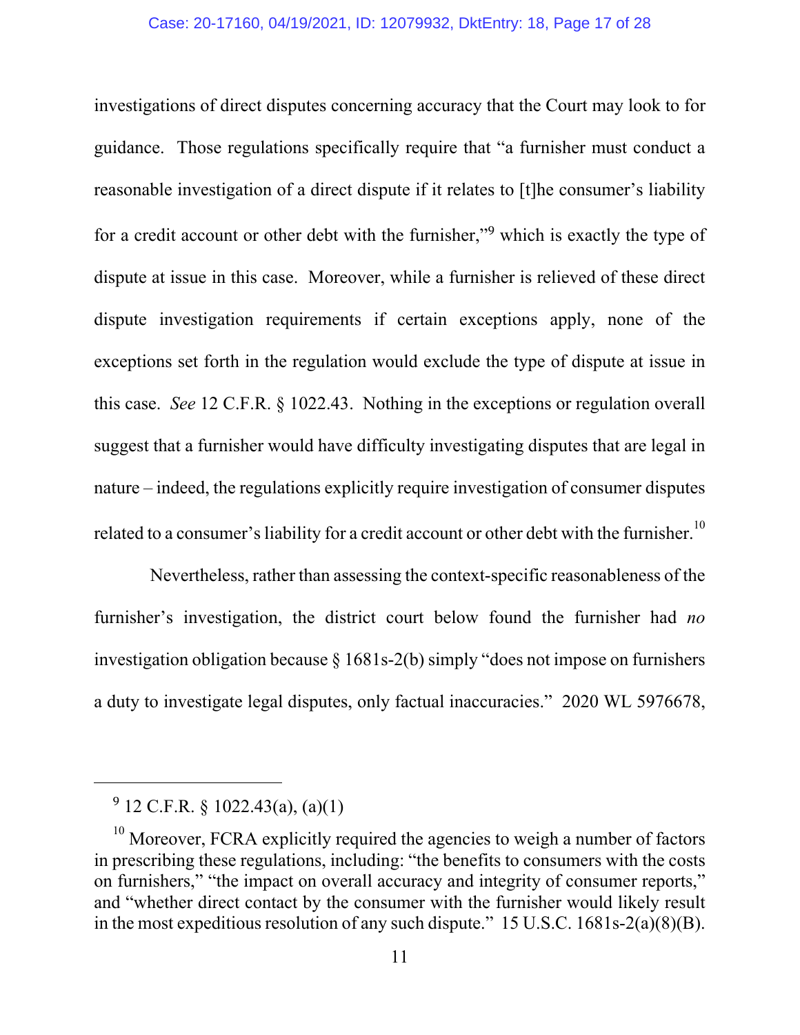investigations of direct disputes concerning accuracy that the Court may look to for guidance. Those regulations specifically require that "a furnisher must conduct a reasonable investigation of a direct dispute if it relates to [t]he consumer's liability for a credit account or other debt with the furnisher,"[9] which is exactly the type of dispute at issue in this case. Moreover, while a furnisher is relieved of these direct dispute investigation requirements if certain exceptions apply, none of the exceptions set forth in the regulation would exclude the type of dispute at issue in this case. *See* 12 C.F.R. § 1022.43. Nothing in the exceptions or regulation overall suggest that a furnisher would have difficulty investigating disputes that are legal in nature – indeed, the regulations explicitly require investigation of consumer disputes related to a consumer's liability for a credit account or other debt with the furnisher.[10]

Nevertheless, rather than assessing the context-specific reasonableness of the furnisher's investigation, the district court below found the furnisher had *no* investigation obligation because § 1681s-2(b) simply "does not impose on furnishers a duty to investigate legal disputes, only factual inaccuracies." 2020 WL 5976678,

---

[9] 12 C.F.R. § 1022.43(a), (a)(1)

[10] Moreover, FCRA explicitly required the agencies to weigh a number of factors in prescribing these regulations, including: "the benefits to consumers with the costs on furnishers," "the impact on overall accuracy and integrity of consumer reports," and "whether direct contact by the consumer with the furnisher would likely result in the most expeditious resolution of any such dispute." 15 U.S.C. 1681s-2(a)(8)(B).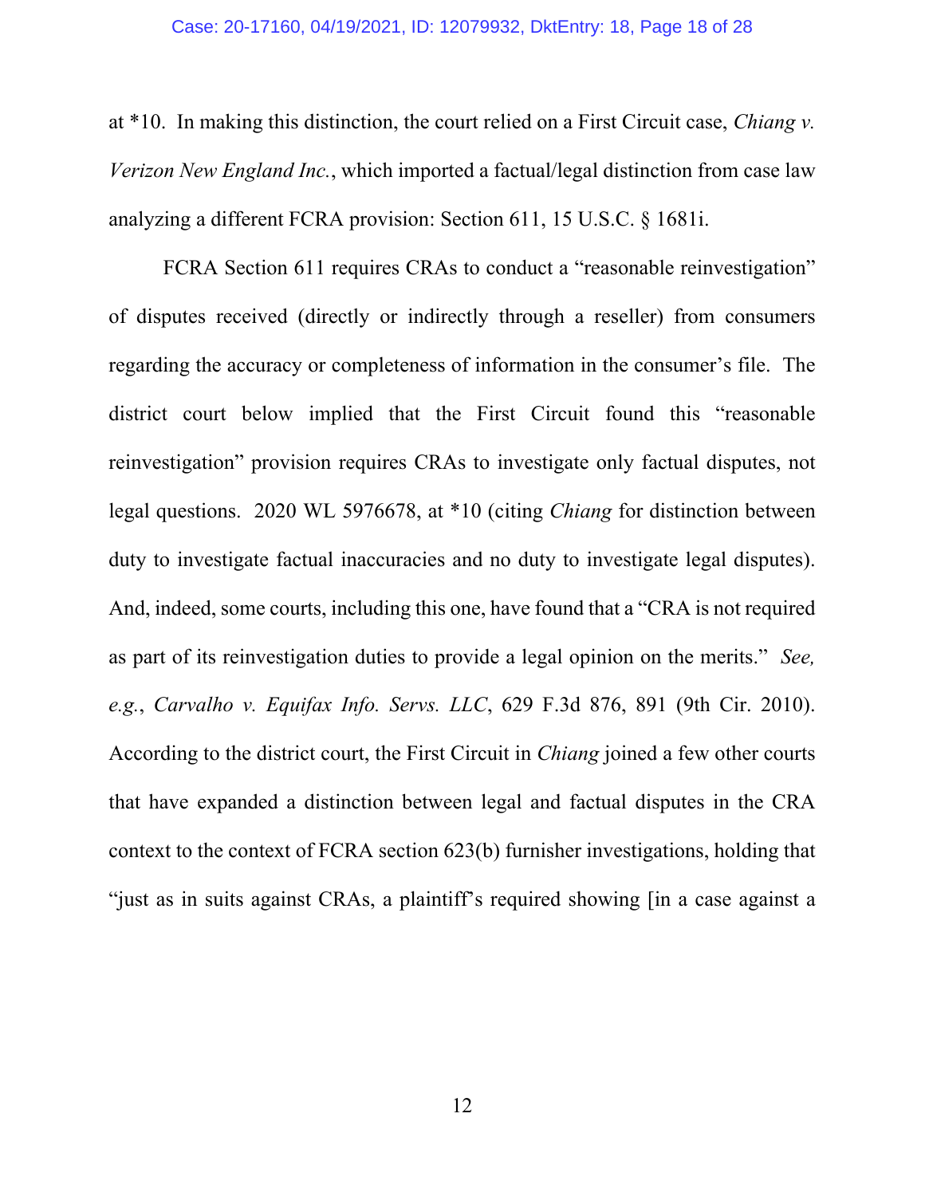at *10. In making this distinction, the court relied on a First Circuit case, *Chiang v. Verizon New England Inc.*, which imported a factual/legal distinction from case law analyzing a different FCRA provision: Section 611, 15 U.S.C. § 1681i.

FCRA Section 611 requires CRAs to conduct a "reasonable reinvestigation" of disputes received (directly or indirectly through a reseller) from consumers regarding the accuracy or completeness of information in the consumer's file. The district court below implied that the First Circuit found this "reasonable reinvestigation" provision requires CRAs to investigate only factual disputes, not legal questions. 2020 WL 5976678, at *10 (citing *Chiang* for distinction between duty to investigate factual inaccuracies and no duty to investigate legal disputes). And, indeed, some courts, including this one, have found that a "CRA is not required as part of its reinvestigation duties to provide a legal opinion on the merits." *See, e.g.*, *Carvalho v. Equifax Info. Servs. LLC*, 629 F.3d 876, 891 (9th Cir. 2010). According to the district court, the First Circuit in *Chiang* joined a few other courts that have expanded a distinction between legal and factual disputes in the CRA context to the context of FCRA section 623(b) furnisher investigations, holding that "just as in suits against CRAs, a plaintiff's required showing [in a case against a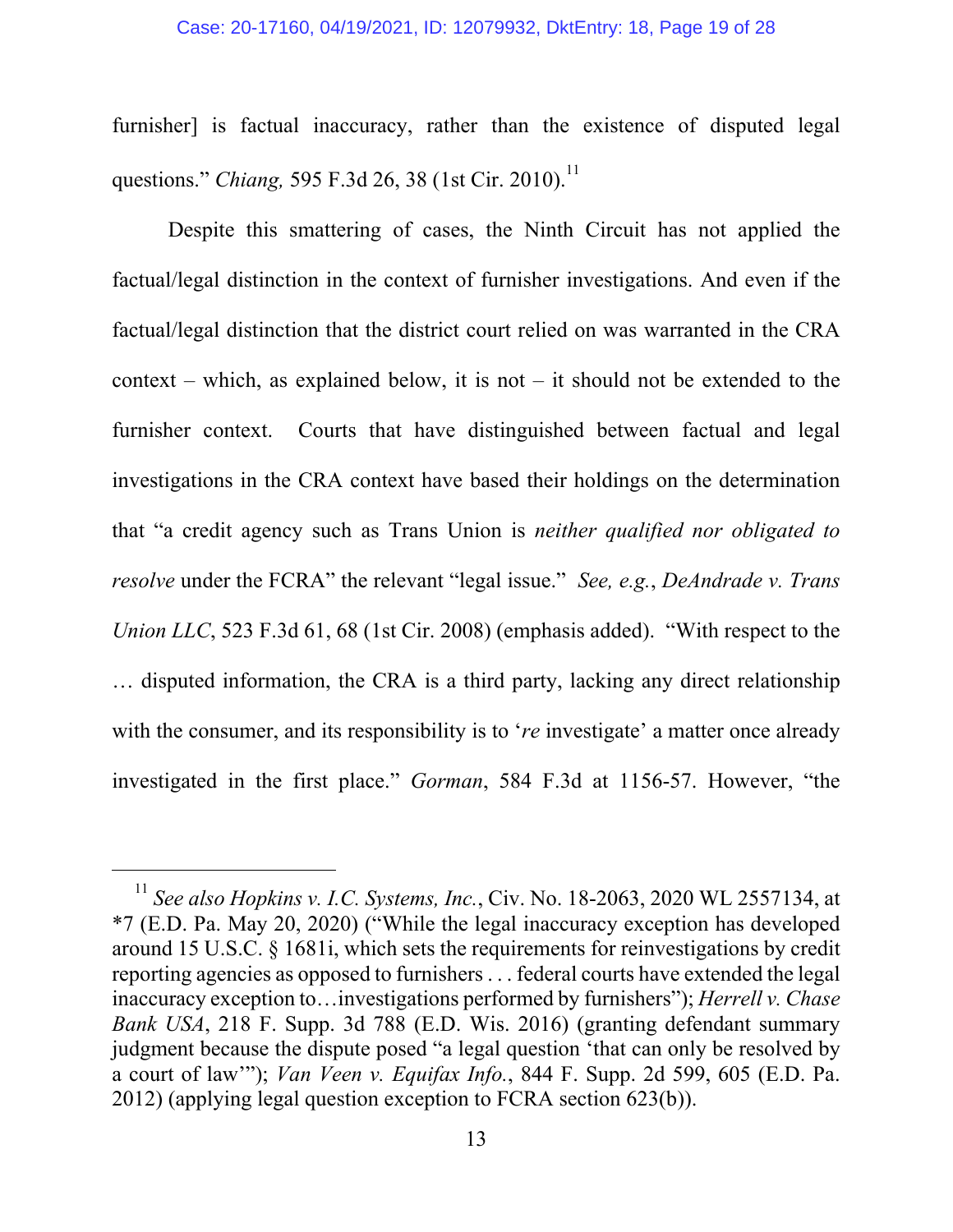furnisher] is factual inaccuracy, rather than the existence of disputed legal questions." *Chiang,* 595 F.3d 26, 38 (1st Cir. 2010).[11]

Despite this smattering of cases, the Ninth Circuit has not applied the factual/legal distinction in the context of furnisher investigations. And even if the factual/legal distinction that the district court relied on was warranted in the CRA context – which, as explained below, it is not – it should not be extended to the furnisher context. Courts that have distinguished between factual and legal investigations in the CRA context have based their holdings on the determination that "a credit agency such as Trans Union is *neither qualified nor obligated to resolve* under the FCRA" the relevant "legal issue." *See, e.g.*, *DeAndrade v. Trans Union LLC*, 523 F.3d 61, 68 (1st Cir. 2008) (emphasis added). "With respect to the … disputed information, the CRA is a third party, lacking any direct relationship with the consumer, and its responsibility is to '*re* investigate' a matter once already investigated in the first place." *Gorman*, 584 F.3d at 1156-57. However, "the

---

[11] *See also Hopkins v. I.C. Systems, Inc.*, Civ. No. 18-2063, 2020 WL 2557134, at *7 (E.D. Pa. May 20, 2020) ("While the legal inaccuracy exception has developed around 15 U.S.C. § 1681i, which sets the requirements for reinvestigations by credit reporting agencies as opposed to furnishers . . . federal courts have extended the legal inaccuracy exception to…investigations performed by furnishers"); *Herrell v. Chase Bank USA*, 218 F. Supp. 3d 788 (E.D. Wis. 2016) (granting defendant summary judgment because the dispute posed "a legal question 'that can only be resolved by a court of law'"); *Van Veen v. Equifax Info.*, 844 F. Supp. 2d 599, 605 (E.D. Pa. 2012) (applying legal question exception to FCRA section 623(b)).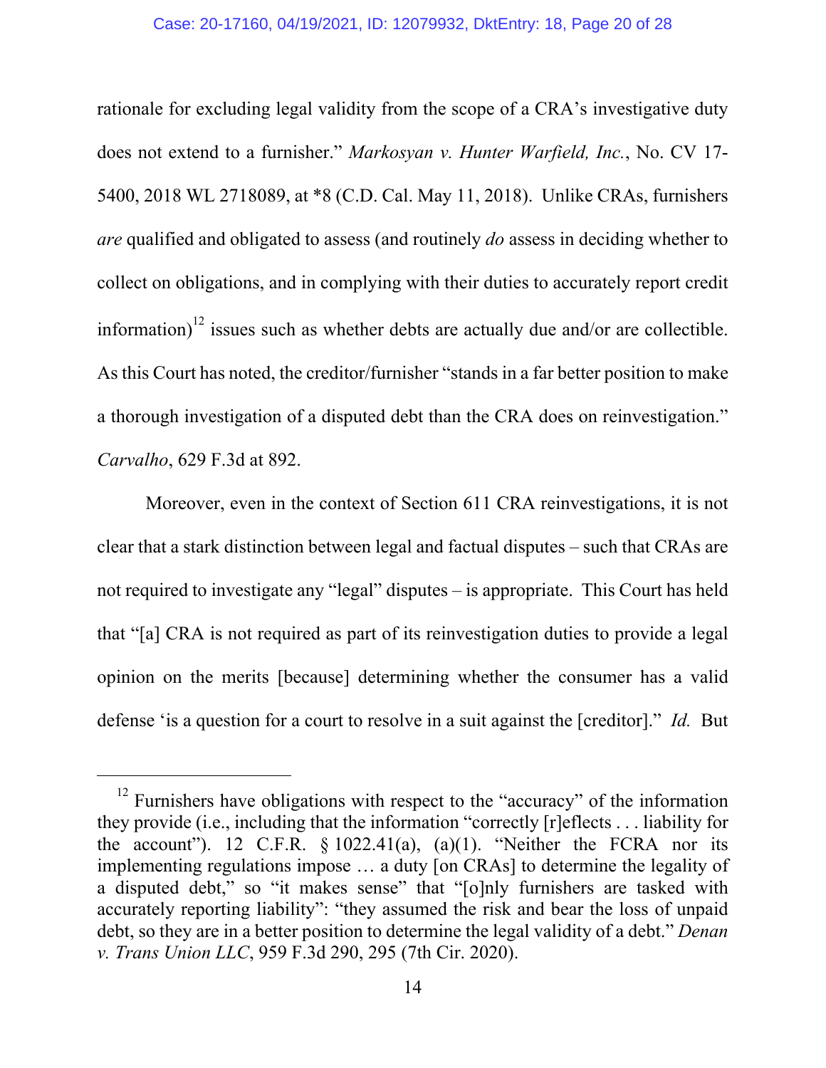rationale for excluding legal validity from the scope of a CRA's investigative duty does not extend to a furnisher." *Markosyan v. Hunter Warfield, Inc.*, No. CV 17-5400, 2018 WL 2718089, at *8 (C.D. Cal. May 11, 2018). Unlike CRAs, furnishers *are* qualified and obligated to assess (and routinely *do* assess in deciding whether to collect on obligations, and in complying with their duties to accurately report credit information)[12] issues such as whether debts are actually due and/or are collectible. As this Court has noted, the creditor/furnisher "stands in a far better position to make a thorough investigation of a disputed debt than the CRA does on reinvestigation." *Carvalho*, 629 F.3d at 892.

Moreover, even in the context of Section 611 CRA reinvestigations, it is not clear that a stark distinction between legal and factual disputes – such that CRAs are not required to investigate any "legal" disputes – is appropriate. This Court has held that "[a] CRA is not required as part of its reinvestigation duties to provide a legal opinion on the merits [because] determining whether the consumer has a valid defense 'is a question for a court to resolve in a suit against the [creditor]." *Id.* But

---

[12] Furnishers have obligations with respect to the "accuracy" of the information they provide (i.e., including that the information "correctly [r]eflects . . . liability for the account"). 12 C.F.R. § 1022.41(a), (a)(1). "Neither the FCRA nor its implementing regulations impose … a duty [on CRAs] to determine the legality of a disputed debt," so "it makes sense" that "[o]nly furnishers are tasked with accurately reporting liability": "they assumed the risk and bear the loss of unpaid debt, so they are in a better position to determine the legal validity of a debt." *Denan v. Trans Union LLC*, 959 F.3d 290, 295 (7th Cir. 2020).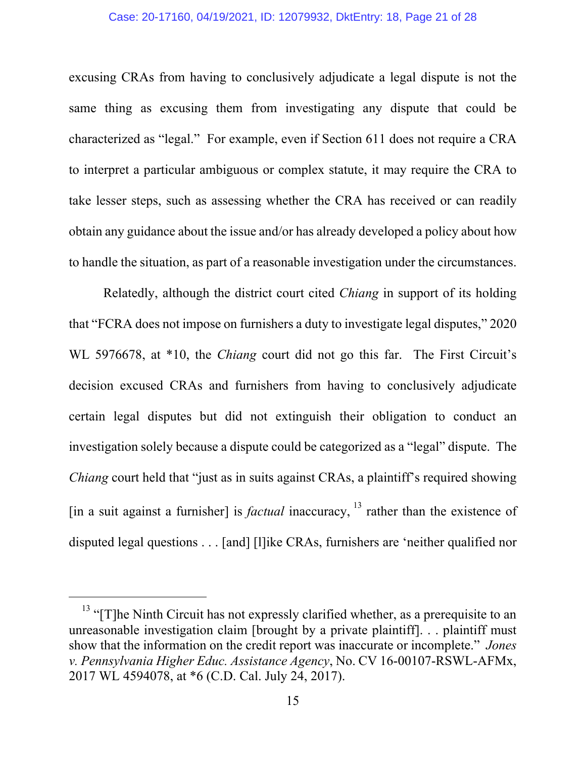excusing CRAs from having to conclusively adjudicate a legal dispute is not the same thing as excusing them from investigating any dispute that could be characterized as "legal." For example, even if Section 611 does not require a CRA to interpret a particular ambiguous or complex statute, it may require the CRA to take lesser steps, such as assessing whether the CRA has received or can readily obtain any guidance about the issue and/or has already developed a policy about how to handle the situation, as part of a reasonable investigation under the circumstances.

Relatedly, although the district court cited *Chiang* in support of its holding that "FCRA does not impose on furnishers a duty to investigate legal disputes," 2020 WL 5976678, at *10, the *Chiang* court did not go this far. The First Circuit's decision excused CRAs and furnishers from having to conclusively adjudicate certain legal disputes but did not extinguish their obligation to conduct an investigation solely because a dispute could be categorized as a "legal" dispute. The *Chiang* court held that "just as in suits against CRAs, a plaintiff's required showing [in a suit against a furnisher] is *factual* inaccuracy, [13] rather than the existence of disputed legal questions . . . [and] [l]ike CRAs, furnishers are 'neither qualified nor

---

[13] "[T]he Ninth Circuit has not expressly clarified whether, as a prerequisite to an unreasonable investigation claim [brought by a private plaintiff]. . . plaintiff must show that the information on the credit report was inaccurate or incomplete." *Jones v. Pennsylvania Higher Educ. Assistance Agency*, No. CV 16-00107-RSWL-AFMx, 2017 WL 4594078, at *6 (C.D. Cal. July 24, 2017).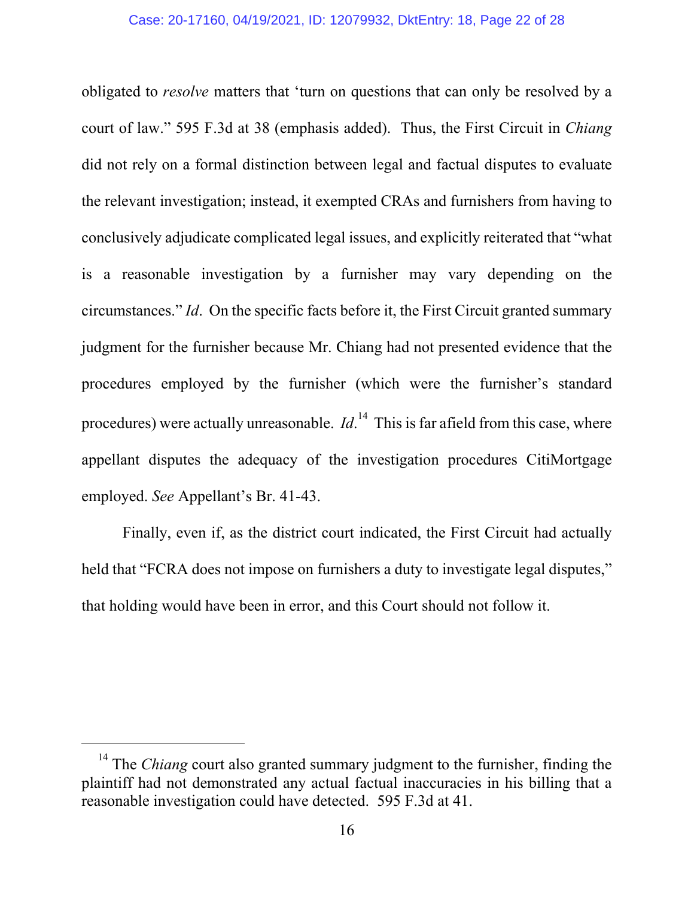obligated to *resolve* matters that 'turn on questions that can only be resolved by a court of law." 595 F.3d at 38 (emphasis added). Thus, the First Circuit in *Chiang* did not rely on a formal distinction between legal and factual disputes to evaluate the relevant investigation; instead, it exempted CRAs and furnishers from having to conclusively adjudicate complicated legal issues, and explicitly reiterated that "what is a reasonable investigation by a furnisher may vary depending on the circumstances." *Id*. On the specific facts before it, the First Circuit granted summary judgment for the furnisher because Mr. Chiang had not presented evidence that the procedures employed by the furnisher (which were the furnisher's standard procedures) were actually unreasonable. *Id*.[14] This is far afield from this case, where appellant disputes the adequacy of the investigation procedures CitiMortgage employed. *See* Appellant's Br. 41-43.

Finally, even if, as the district court indicated, the First Circuit had actually held that "FCRA does not impose on furnishers a duty to investigate legal disputes," that holding would have been in error, and this Court should not follow it.

---

[14] The *Chiang* court also granted summary judgment to the furnisher, finding the plaintiff had not demonstrated any actual factual inaccuracies in his billing that a reasonable investigation could have detected. 595 F.3d at 41.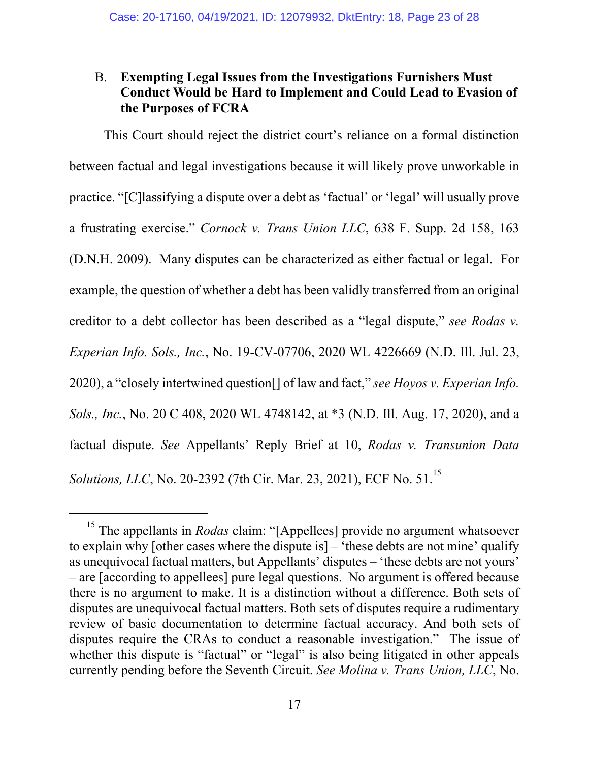B. **Exempting Legal Issues from the Investigations Furnishers Must Conduct Would be Hard to Implement and Could Lead to Evasion of the Purposes of FCRA**

This Court should reject the district court's reliance on a formal distinction between factual and legal investigations because it will likely prove unworkable in practice. "[C]lassifying a dispute over a debt as 'factual' or 'legal' will usually prove a frustrating exercise." *Cornock v. Trans Union LLC*, 638 F. Supp. 2d 158, 163 (D.N.H. 2009). Many disputes can be characterized as either factual or legal. For example, the question of whether a debt has been validly transferred from an original creditor to a debt collector has been described as a "legal dispute," *see Rodas v. Experian Info. Sols., Inc.*, No. 19-CV-07706, 2020 WL 4226669 (N.D. Ill. Jul. 23, 2020), a "closely intertwined question[] of law and fact," *see Hoyos v. Experian Info. Sols., Inc.*, No. 20 C 408, 2020 WL 4748142, at *3 (N.D. Ill. Aug. 17, 2020), and a factual dispute. *See* Appellants' Reply Brief at 10, *Rodas v. Transunion Data Solutions, LLC*, No. 20-2392 (7th Cir. Mar. 23, 2021), ECF No. 51.[15]

---

[15] The appellants in *Rodas* claim: "[Appellees] provide no argument whatsoever to explain why [other cases where the dispute is] – 'these debts are not mine' qualify as unequivocal factual matters, but Appellants' disputes – 'these debts are not yours' – are [according to appellees] pure legal questions. No argument is offered because there is no argument to make. It is a distinction without a difference. Both sets of disputes are unequivocal factual matters. Both sets of disputes require a rudimentary review of basic documentation to determine factual accuracy. And both sets of disputes require the CRAs to conduct a reasonable investigation." The issue of whether this dispute is "factual" or "legal" is also being litigated in other appeals currently pending before the Seventh Circuit. *See Molina v. Trans Union, LLC*, No.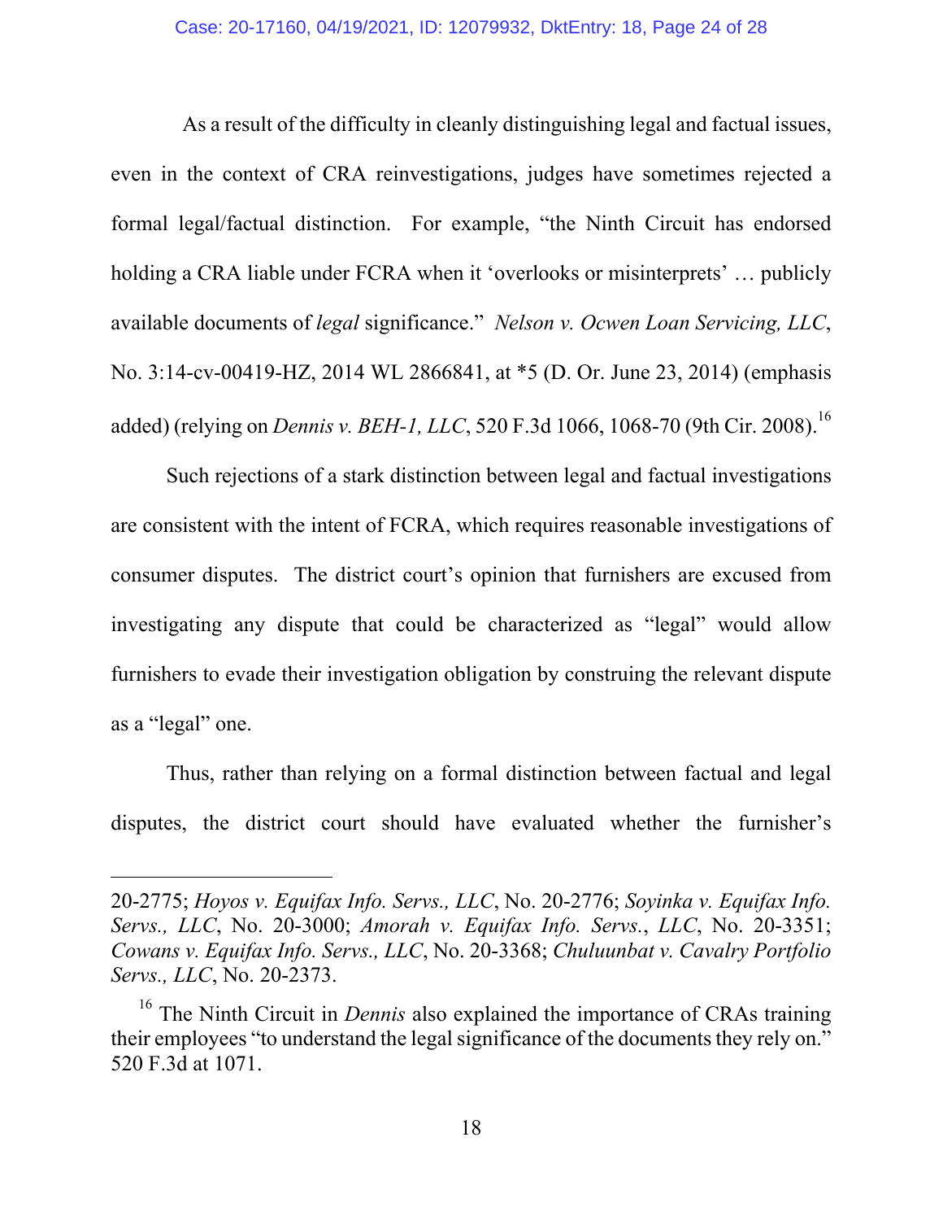As a result of the difficulty in cleanly distinguishing legal and factual issues, even in the context of CRA reinvestigations, judges have sometimes rejected a formal legal/factual distinction. For example, "the Ninth Circuit has endorsed holding a CRA liable under FCRA when it 'overlooks or misinterprets' … publicly available documents of *legal* significance." *Nelson v. Ocwen Loan Servicing, LLC*, No. 3:14-cv-00419-HZ, 2014 WL 2866841, at *5 (D. Or. June 23, 2014) (emphasis added) (relying on *Dennis v. BEH-1, LLC*, 520 F.3d 1066, 1068-70 (9th Cir. 2008).[16]

Such rejections of a stark distinction between legal and factual investigations are consistent with the intent of FCRA, which requires reasonable investigations of consumer disputes. The district court's opinion that furnishers are excused from investigating any dispute that could be characterized as "legal" would allow furnishers to evade their investigation obligation by construing the relevant dispute as a "legal" one.

Thus, rather than relying on a formal distinction between factual and legal disputes, the district court should have evaluated whether the furnisher's

---

20-2775; *Hoyos v. Equifax Info. Servs., LLC*, No. 20-2776; *Soyinka v. Equifax Info. Servs., LLC*, No. 20-3000; *Amorah v. Equifax Info. Servs.*, *LLC*, No. 20-3351; *Cowans v. Equifax Info. Servs., LLC*, No. 20-3368; *Chuluunbat v. Cavalry Portfolio Servs., LLC*, No. 20-2373.

[16] The Ninth Circuit in *Dennis* also explained the importance of CRAs training their employees "to understand the legal significance of the documents they rely on." 520 F.3d at 1071.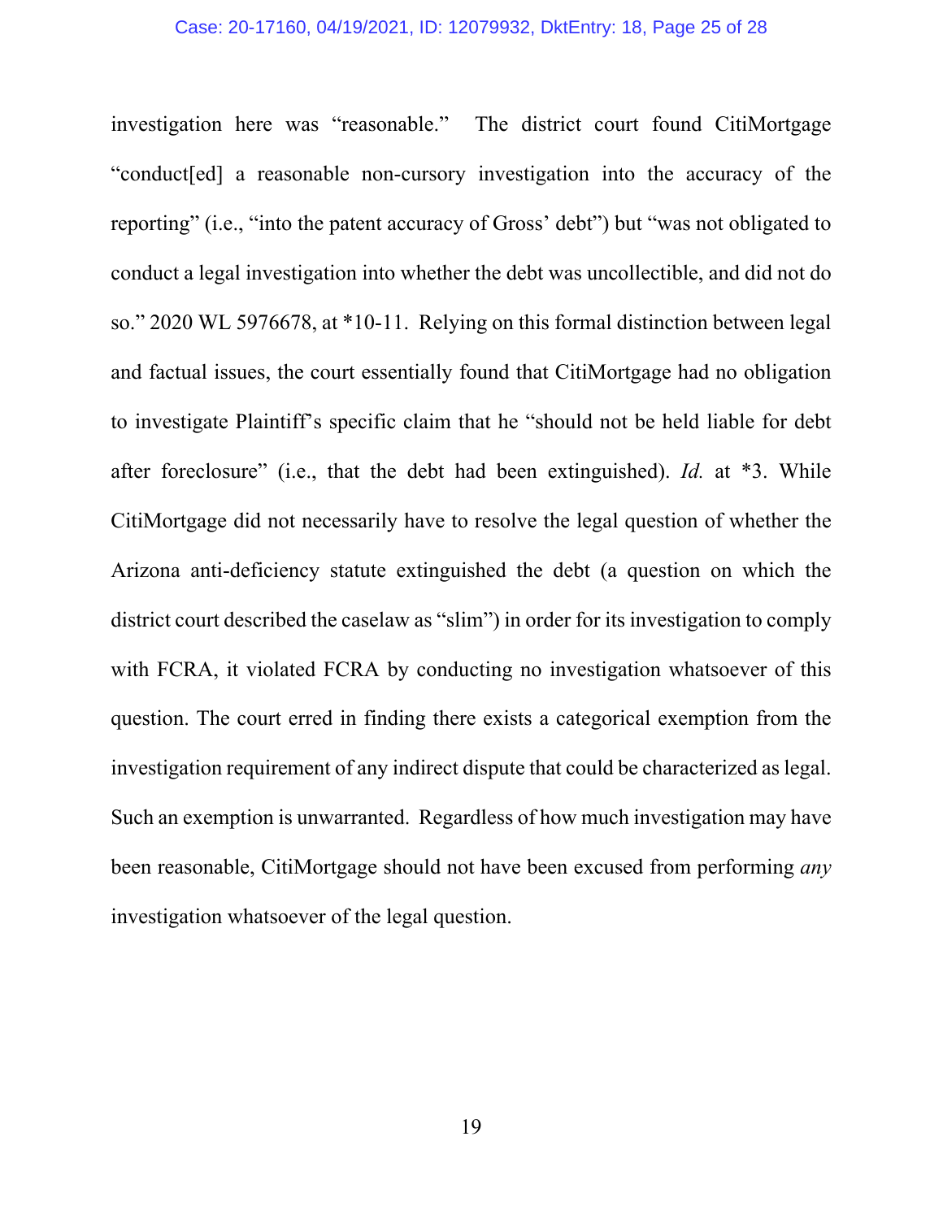investigation here was "reasonable." The district court found CitiMortgage "conduct[ed] a reasonable non-cursory investigation into the accuracy of the reporting" (i.e., "into the patent accuracy of Gross' debt") but "was not obligated to conduct a legal investigation into whether the debt was uncollectible, and did not do so." 2020 WL 5976678, at *10-11. Relying on this formal distinction between legal and factual issues, the court essentially found that CitiMortgage had no obligation to investigate Plaintiff's specific claim that he "should not be held liable for debt after foreclosure" (i.e., that the debt had been extinguished). *Id.* at *3. While CitiMortgage did not necessarily have to resolve the legal question of whether the Arizona anti-deficiency statute extinguished the debt (a question on which the district court described the caselaw as "slim") in order for its investigation to comply with FCRA, it violated FCRA by conducting no investigation whatsoever of this question. The court erred in finding there exists a categorical exemption from the investigation requirement of any indirect dispute that could be characterized as legal. Such an exemption is unwarranted. Regardless of how much investigation may have been reasonable, CitiMortgage should not have been excused from performing *any* investigation whatsoever of the legal question.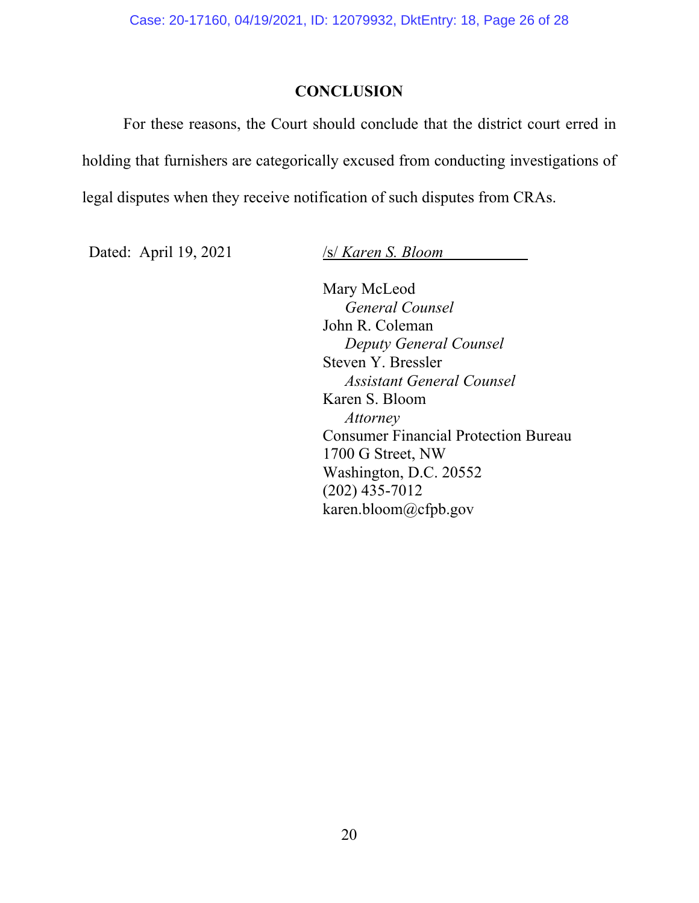## CONCLUSION

For these reasons, the Court should conclude that the district court erred in holding that furnishers are categorically excused from conducting investigations of legal disputes when they receive notification of such disputes from CRAs.

Dated: April 19, 2021

/s/ *Karen S. Bloom*

Mary McLeod
*General Counsel*
John R. Coleman
*Deputy General Counsel*
Steven Y. Bressler
*Assistant General Counsel*
Karen S. Bloom
*Attorney*
Consumer Financial Protection Bureau
1700 G Street, NW
Washington, D.C. 20552
(202) 435-7012
karen.bloom@cfpb.gov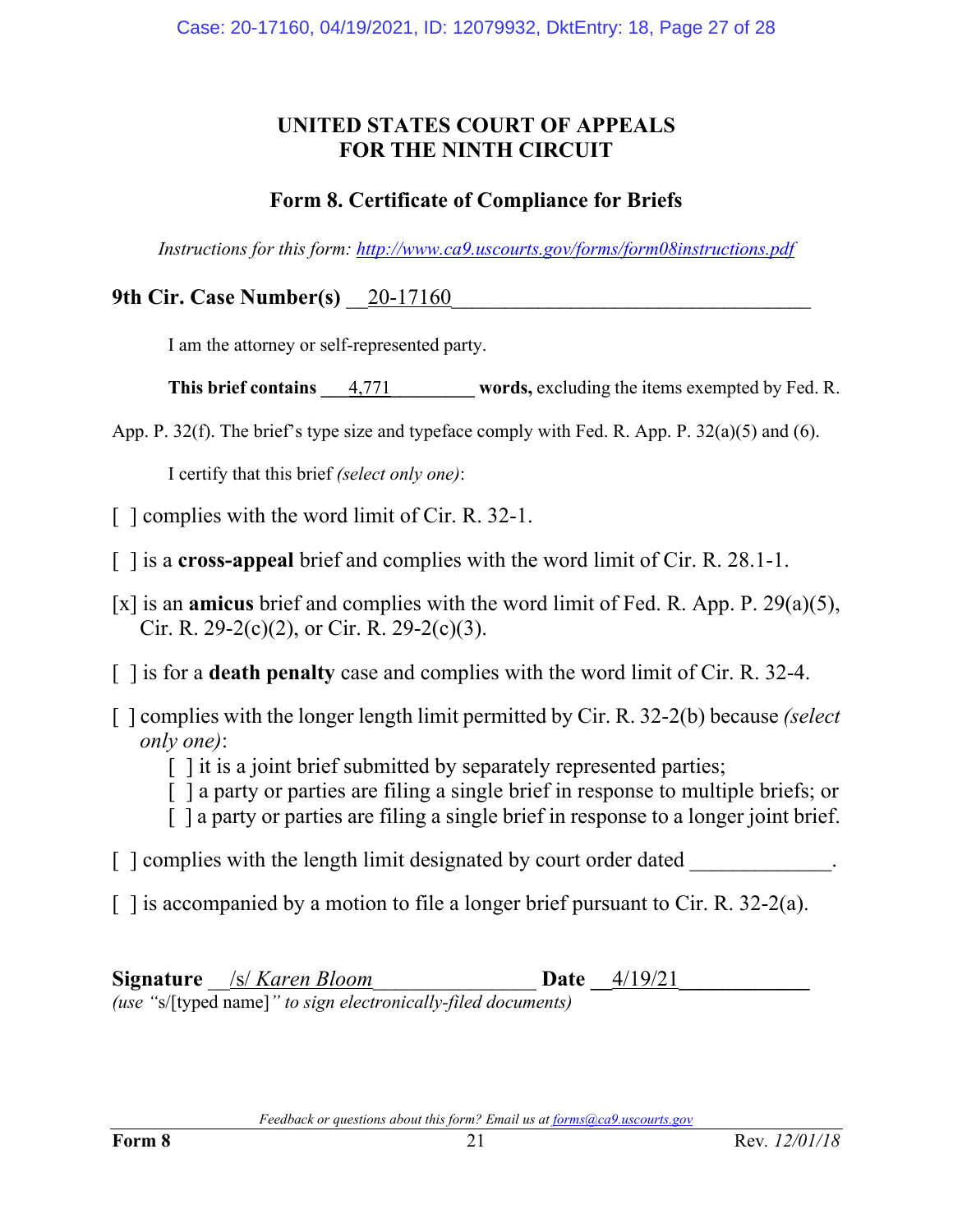**UNITED STATES COURT OF APPEALS**
**FOR THE NINTH CIRCUIT**

## Form 8. Certificate of Compliance for Briefs

*Instructions for this form: http://www.ca9.uscourts.gov/forms/form08instructions.pdf*

**9th Cir. Case Number(s)** 20-17160

I am the attorney or self-represented party.

**This brief contains** 4,771 **words,** excluding the items exempted by Fed. R. App. P. 32(f). The brief's type size and typeface comply with Fed. R. App. P. 32(a)(5) and (6).

I certify that this brief *(select only one)*:

[ ] complies with the word limit of Cir. R. 32-1.

[ ] is a **cross-appeal** brief and complies with the word limit of Cir. R. 28.1-1.

[x] is an **amicus** brief and complies with the word limit of Fed. R. App. P. 29(a)(5), Cir. R. 29-2(c)(2), or Cir. R. 29-2(c)(3).

[ ] is for a **death penalty** case and complies with the word limit of Cir. R. 32-4.

[ ] complies with the longer length limit permitted by Cir. R. 32-2(b) because *(select only one)*:
- [ ] it is a joint brief submitted by separately represented parties;
- [ ] a party or parties are filing a single brief in response to multiple briefs; or
- [ ] a party or parties are filing a single brief in response to a longer joint brief.

[ ] complies with the length limit designated by court order dated _____________.

[ ] is accompanied by a motion to file a longer brief pursuant to Cir. R. 32-2(a).

**Signature** /s/ *Karen Bloom* **Date** 4/19/21
*(use "*s/[typed name]*" to sign electronically-filed documents)*

*Feedback or questions about this form? Email us at forms@ca9.uscourts.gov*

**Form 8** Rev. *12/01/18*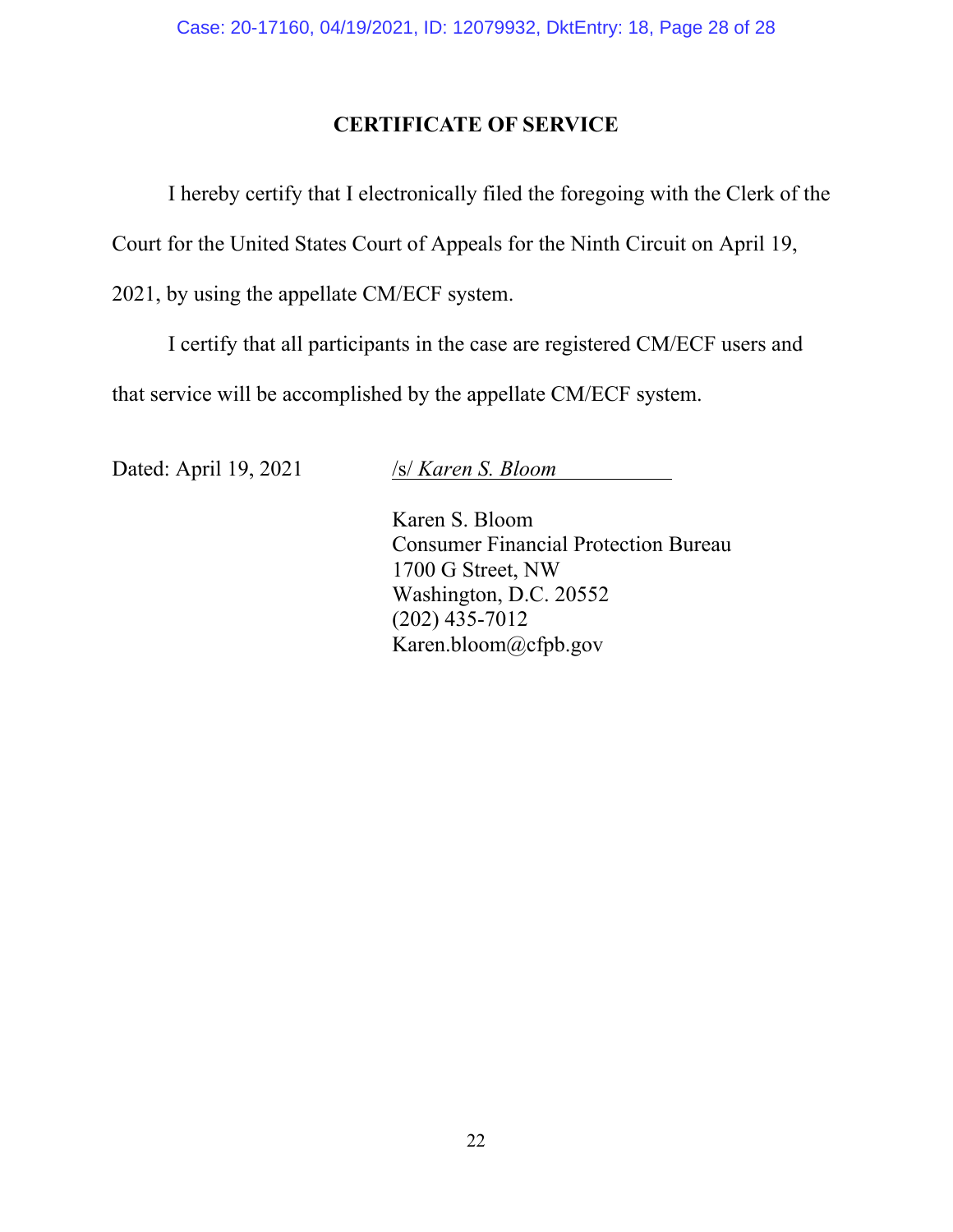## CERTIFICATE OF SERVICE

I hereby certify that I electronically filed the foregoing with the Clerk of the Court for the United States Court of Appeals for the Ninth Circuit on April 19, 2021, by using the appellate CM/ECF system.

I certify that all participants in the case are registered CM/ECF users and that service will be accomplished by the appellate CM/ECF system.

Dated: April 19, 2021

/s/ *Karen S. Bloom*

Karen S. Bloom
Consumer Financial Protection Bureau
1700 G Street, NW
Washington, D.C. 20552
(202) 435-7012
Karen.bloom@cfpb.gov